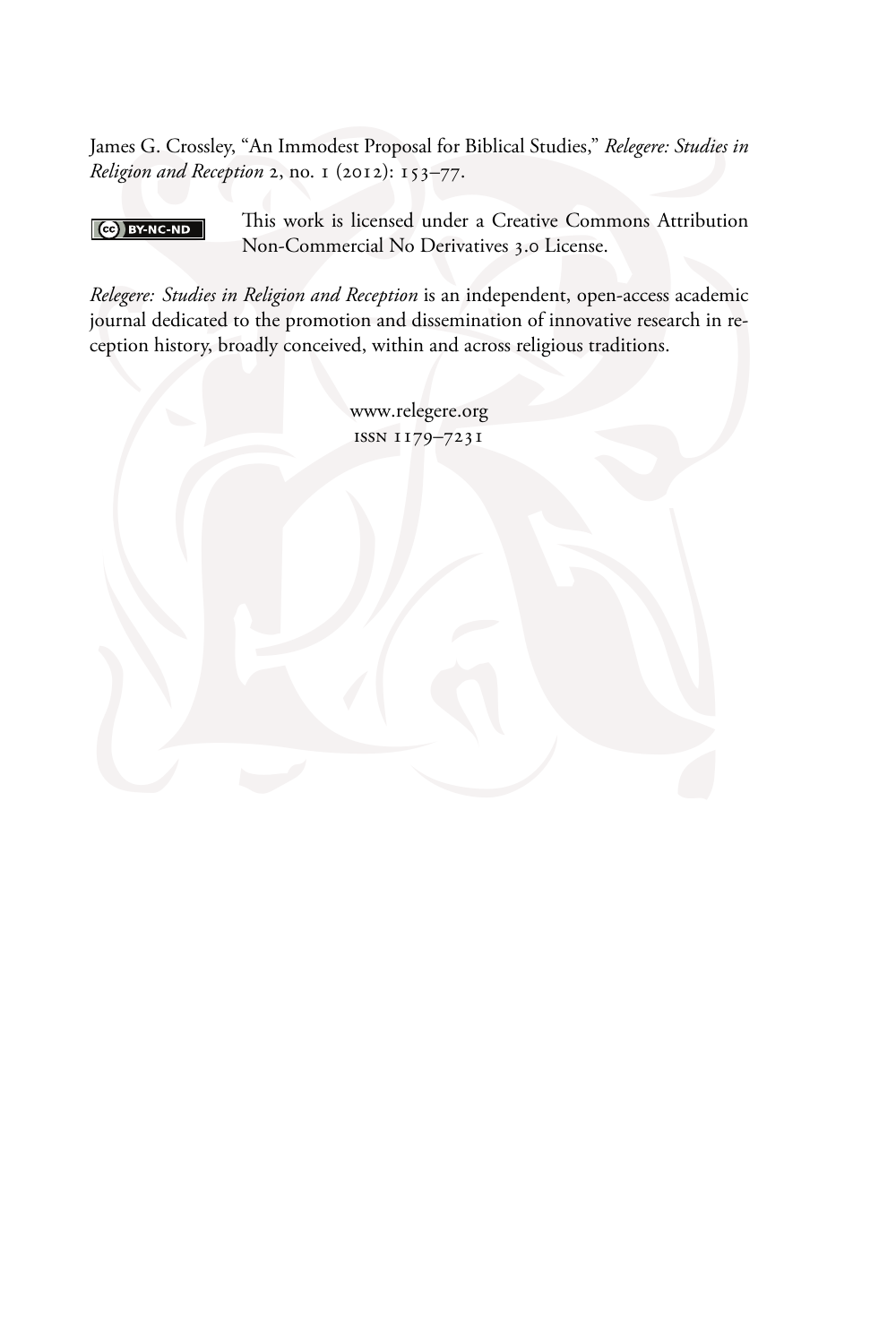James G. Crossley, "An Immodest Proposal for Biblical Studies," *Relegere: Studies in Religion and Reception* 2, no. 1 (2012): 153–77.

This work is licensed under a Creative Commons Attribution Non-Commercial No Derivatives 3.0 License.

*Relegere: Studies in Religion and Reception* is an independent, open-access academic journal dedicated to the promotion and dissemination of innovative research in reception history, broadly conceived, within and across religious traditions.

www.relegere.org
ISSN 1179–7231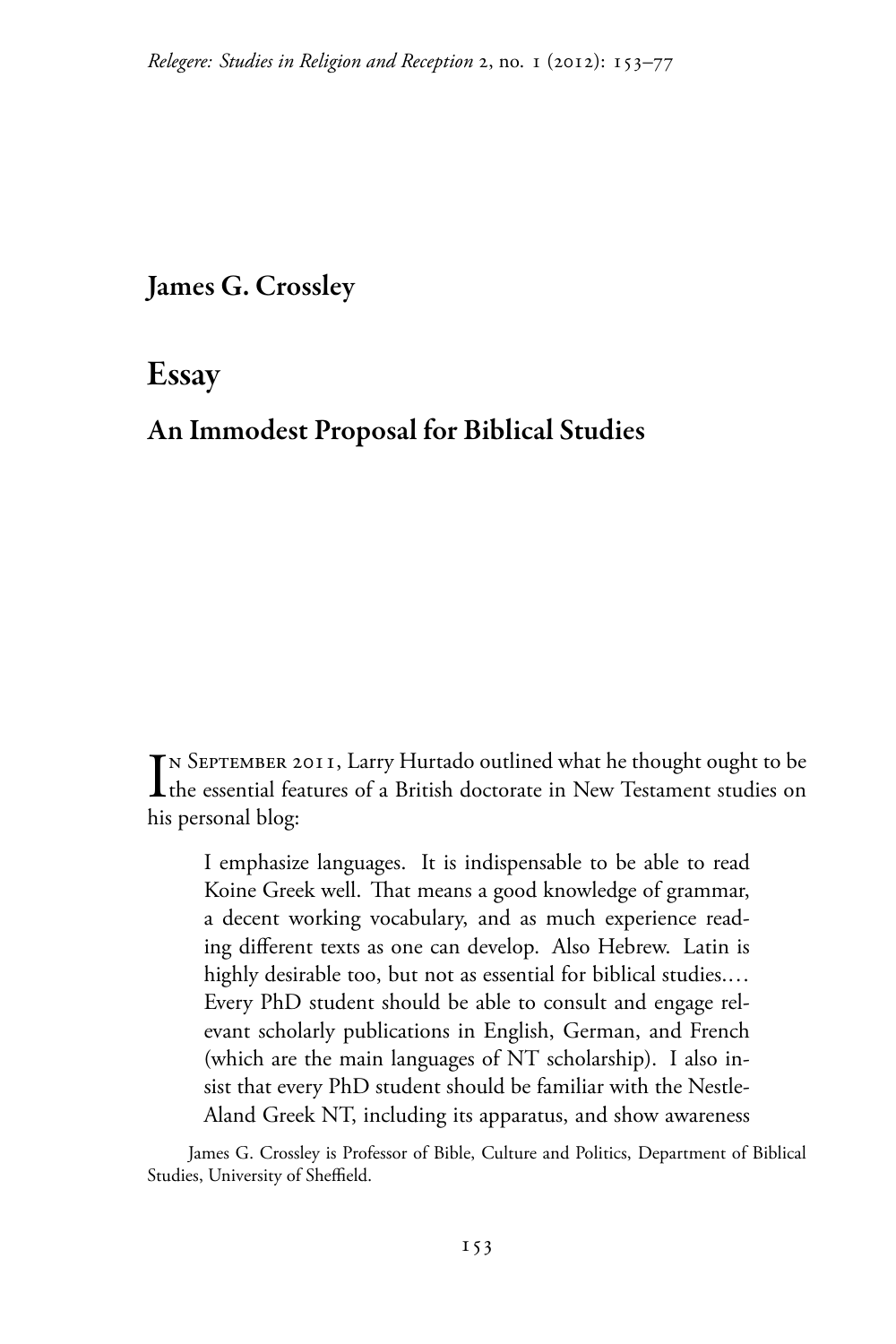**James G. Crossley**

# Essay

## An Immodest Proposal for Biblical Studies

In September 2011, Larry Hurtado outlined what he thought ought to be the essential features of a British doctorate in New Testament studies on his personal blog:

> I emphasize languages. It is indispensable to be able to read Koine Greek well. That means a good knowledge of grammar, a decent working vocabulary, and as much experience reading different texts as one can develop. Also Hebrew. Latin is highly desirable too, but not as essential for biblical studies.… Every PhD student should be able to consult and engage relevant scholarly publications in English, German, and French (which are the main languages of NT scholarship). I also insist that every PhD student should be familiar with the Nestle-Aland Greek NT, including its apparatus, and show awareness

James G. Crossley is Professor of Bible, Culture and Politics, Department of Biblical Studies, University of Sheffield.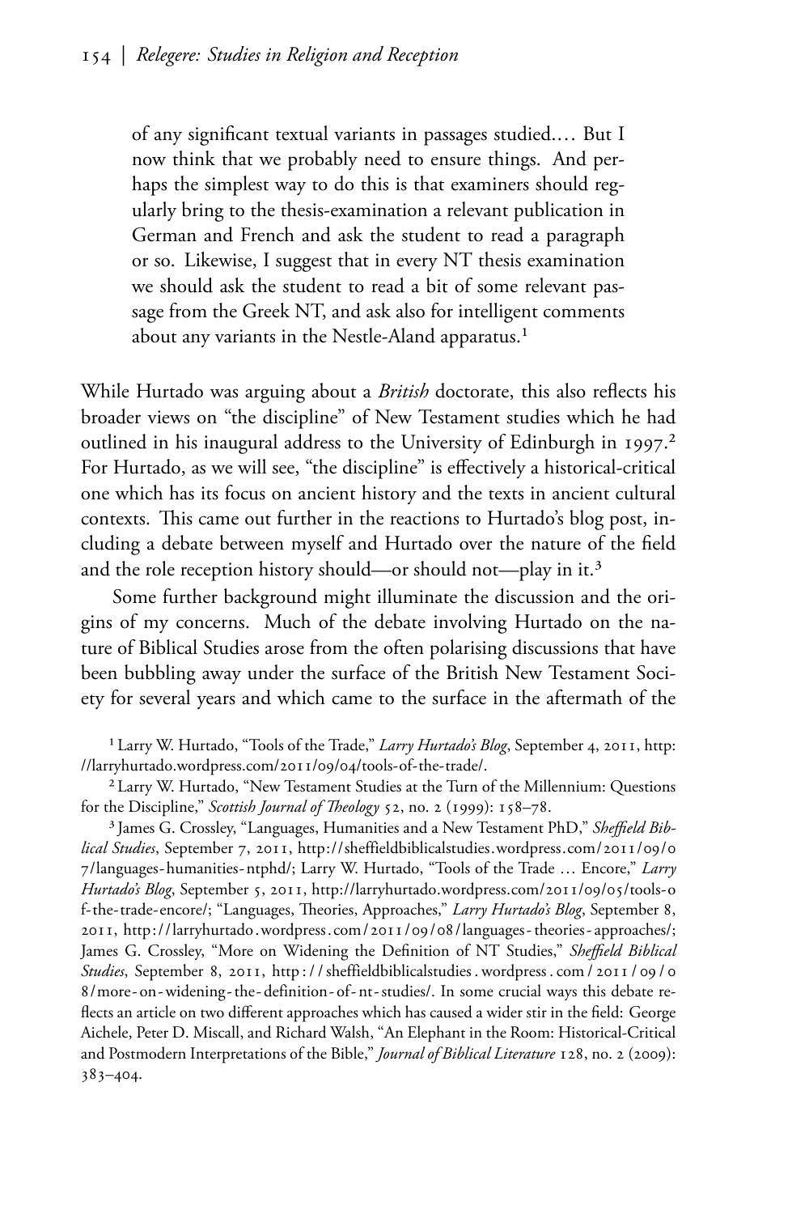> of any significant textual variants in passages studied.… But I now think that we probably need to ensure things. And perhaps the simplest way to do this is that examiners should regularly bring to the thesis-examination a relevant publication in German and French and ask the student to read a paragraph or so. Likewise, I suggest that in every NT thesis examination we should ask the student to read a bit of some relevant passage from the Greek NT, and ask also for intelligent comments about any variants in the Nestle-Aland apparatus.[1]

While Hurtado was arguing about a *British* doctorate, this also reflects his broader views on "the discipline" of New Testament studies which he had outlined in his inaugural address to the University of Edinburgh in 1997.[2] For Hurtado, as we will see, "the discipline" is effectively a historical-critical one which has its focus on ancient history and the texts in ancient cultural contexts. This came out further in the reactions to Hurtado's blog post, including a debate between myself and Hurtado over the nature of the field and the role reception history should—or should not—play in it.[3]

Some further background might illuminate the discussion and the origins of my concerns. Much of the debate involving Hurtado on the nature of Biblical Studies arose from the often polarising discussions that have been bubbling away under the surface of the British New Testament Society for several years and which came to the surface in the aftermath of the

[1] Larry W. Hurtado, "Tools of the Trade," *Larry Hurtado's Blog*, September 4, 2011, http://larryhurtado.wordpress.com/2011/09/04/tools-of-the-trade/.

[2] Larry W. Hurtado, "New Testament Studies at the Turn of the Millennium: Questions for the Discipline," *Scottish Journal of Theology* 52, no. 2 (1999): 158–78.

[3] James G. Crossley, "Languages, Humanities and a New Testament PhD," *Sheffield Biblical Studies*, September 7, 2011, http://sheffieldbiblicalstudies.wordpress.com/2011/09/07/languages-humanities-ntphd/; Larry W. Hurtado, "Tools of the Trade … Encore," *Larry Hurtado's Blog*, September 5, 2011, http://larryhurtado.wordpress.com/2011/09/05/tools-of-the-trade-encore/; "Languages, Theories, Approaches," *Larry Hurtado's Blog*, September 8, 2011, http://larryhurtado.wordpress.com/2011/09/08/languages-theories-approaches/; James G. Crossley, "More on Widening the Definition of NT Studies," *Sheffield Biblical Studies*, September 8, 2011, http://sheffieldbiblicalstudies.wordpress.com/2011/09/08/more-on-widening-the-definition-of-nt-studies/. In some crucial ways this debate reflects an article on two different approaches which has caused a wider stir in the field: George Aichele, Peter D. Miscall, and Richard Walsh, "An Elephant in the Room: Historical-Critical and Postmodern Interpretations of the Bible," *Journal of Biblical Literature* 128, no. 2 (2009): 383–404.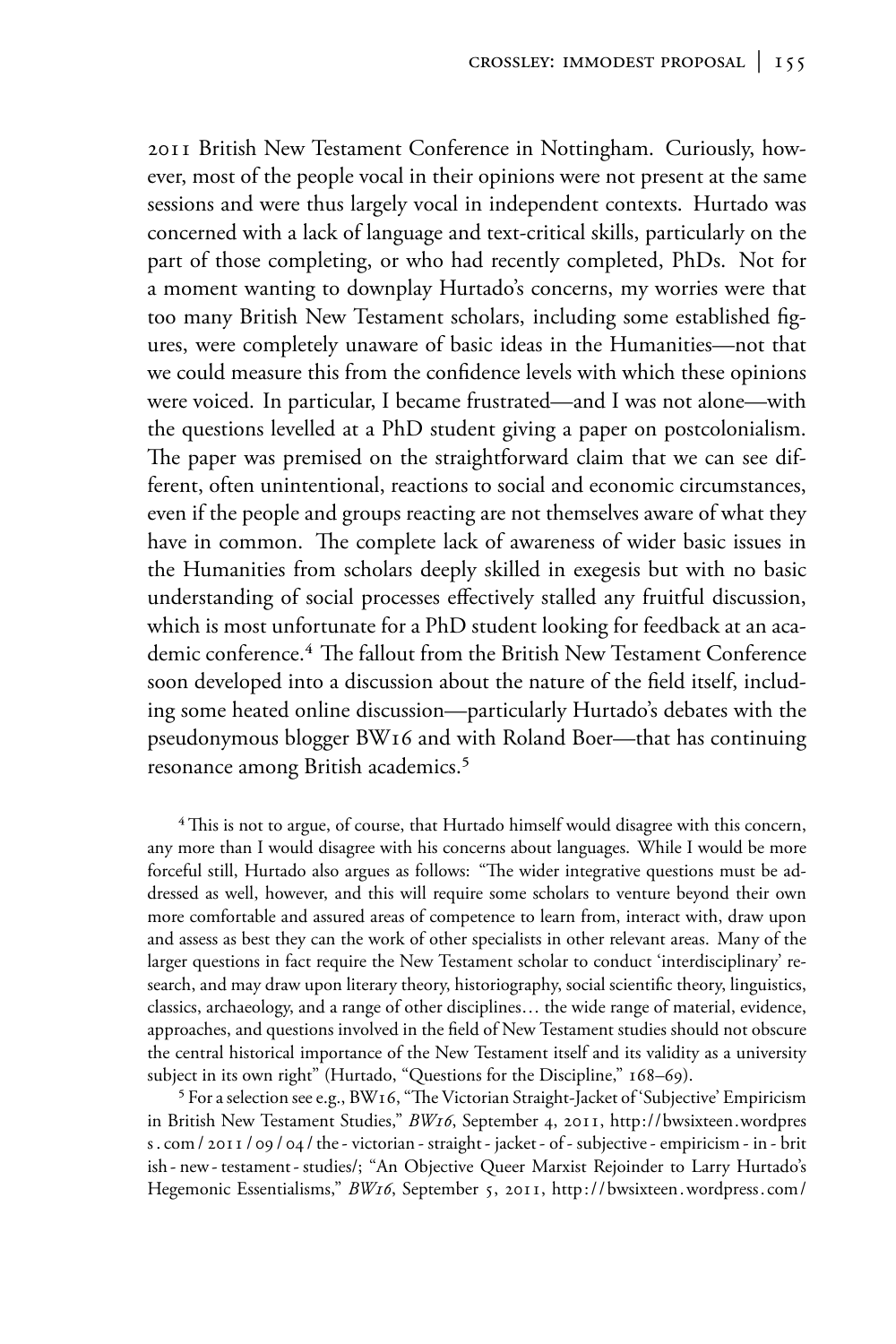2011 British New Testament Conference in Nottingham. Curiously, however, most of the people vocal in their opinions were not present at the same sessions and were thus largely vocal in independent contexts. Hurtado was concerned with a lack of language and text-critical skills, particularly on the part of those completing, or who had recently completed, PhDs. Not for a moment wanting to downplay Hurtado's concerns, my worries were that too many British New Testament scholars, including some established figures, were completely unaware of basic ideas in the Humanities—not that we could measure this from the confidence levels with which these opinions were voiced. In particular, I became frustrated—and I was not alone—with the questions levelled at a PhD student giving a paper on postcolonialism. The paper was premised on the straightforward claim that we can see different, often unintentional, reactions to social and economic circumstances, even if the people and groups reacting are not themselves aware of what they have in common. The complete lack of awareness of wider basic issues in the Humanities from scholars deeply skilled in exegesis but with no basic understanding of social processes effectively stalled any fruitful discussion, which is most unfortunate for a PhD student looking for feedback at an academic conference.[4] The fallout from the British New Testament Conference soon developed into a discussion about the nature of the field itself, including some heated online discussion—particularly Hurtado's debates with the pseudonymous blogger BW16 and with Roland Boer—that has continuing resonance among British academics.[5]

[4] This is not to argue, of course, that Hurtado himself would disagree with this concern, any more than I would disagree with his concerns about languages. While I would be more forceful still, Hurtado also argues as follows: "The wider integrative questions must be addressed as well, however, and this will require some scholars to venture beyond their own more comfortable and assured areas of competence to learn from, interact with, draw upon and assess as best they can the work of other specialists in other relevant areas. Many of the larger questions in fact require the New Testament scholar to conduct 'interdisciplinary' research, and may draw upon literary theory, historiography, social scientific theory, linguistics, classics, archaeology, and a range of other disciplines… the wide range of material, evidence, approaches, and questions involved in the field of New Testament studies should not obscure the central historical importance of the New Testament itself and its validity as a university subject in its own right" (Hurtado, "Questions for the Discipline," 168–69).

[5] For a selection see e.g., BW16, "The Victorian Straight-Jacket of 'Subjective' Empiricism in British New Testament Studies," *BW16*, September 4, 2011, http://bwsixteen.wordpress.com/2011/09/04/the-victorian-straight-jacket-of-subjective-empiricism-in-british-new-testament-studies/; "An Objective Queer Marxist Rejoinder to Larry Hurtado's Hegemonic Essentialisms," *BW16*, September 5, 2011, http://bwsixteen.wordpress.com/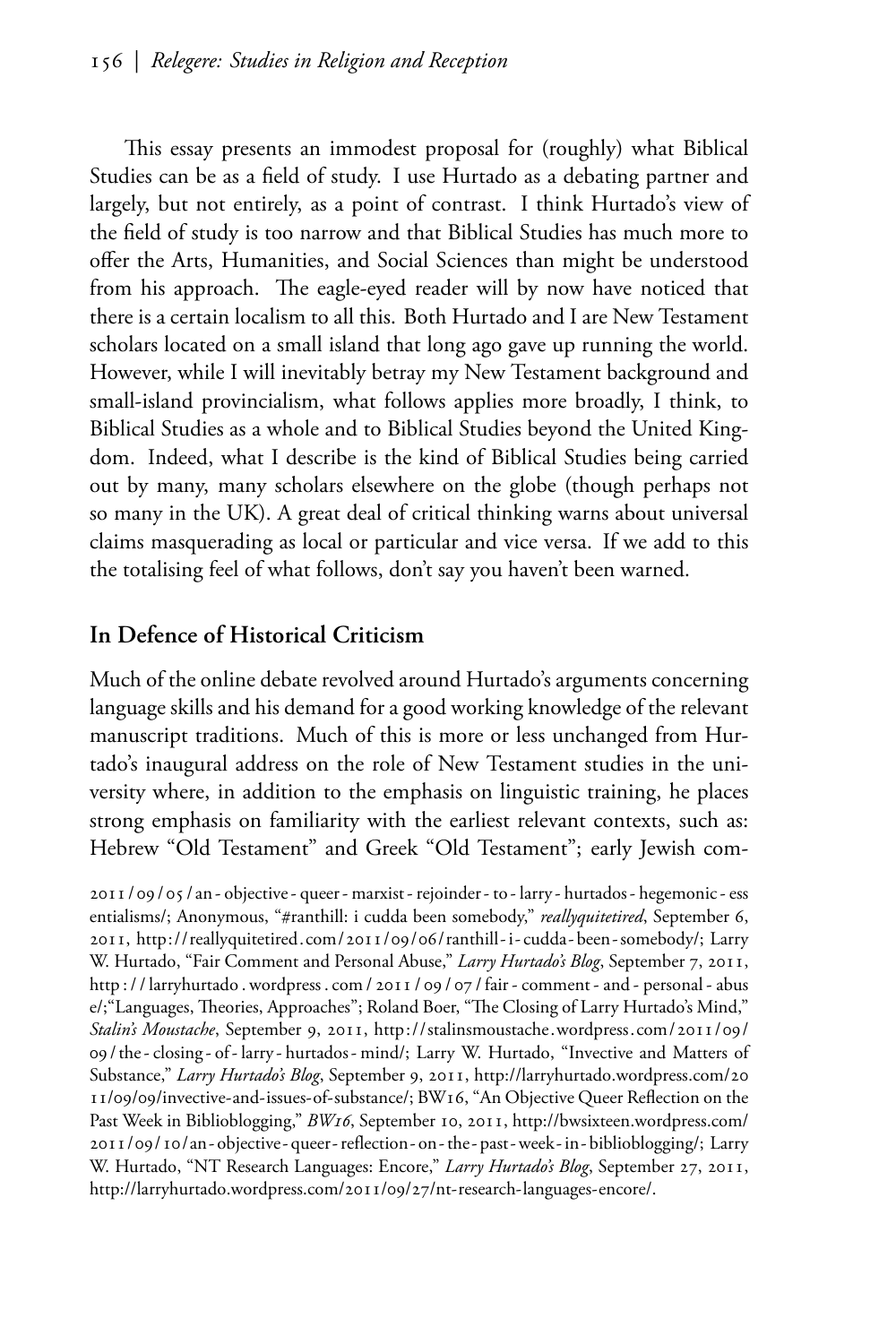This essay presents an immodest proposal for (roughly) what Biblical Studies can be as a field of study. I use Hurtado as a debating partner and largely, but not entirely, as a point of contrast. I think Hurtado's view of the field of study is too narrow and that Biblical Studies has much more to offer the Arts, Humanities, and Social Sciences than might be understood from his approach. The eagle-eyed reader will by now have noticed that there is a certain localism to all this. Both Hurtado and I are New Testament scholars located on a small island that long ago gave up running the world. However, while I will inevitably betray my New Testament background and small-island provincialism, what follows applies more broadly, I think, to Biblical Studies as a whole and to Biblical Studies beyond the United Kingdom. Indeed, what I describe is the kind of Biblical Studies being carried out by many, many scholars elsewhere on the globe (though perhaps not so many in the UK). A great deal of critical thinking warns about universal claims masquerading as local or particular and vice versa. If we add to this the totalising feel of what follows, don't say you haven't been warned.

## In Defence of Historical Criticism

Much of the online debate revolved around Hurtado's arguments concerning language skills and his demand for a good working knowledge of the relevant manuscript traditions. Much of this is more or less unchanged from Hurtado's inaugural address on the role of New Testament studies in the university where, in addition to the emphasis on linguistic training, he places strong emphasis on familiarity with the earliest relevant contexts, such as: Hebrew "Old Testament" and Greek "Old Testament"; early Jewish com-

2011/09/05/an-objective-queer-marxist-rejoinder-to-larry-hurtados-hegemonic-essentialisms/; Anonymous, "#ranthill: i cudda been somebody," *reallyquitetired*, September 6, 2011, http://reallyquitetired.com/2011/09/06/ranthill-i-cudda-been-somebody/; Larry W. Hurtado, "Fair Comment and Personal Abuse," *Larry Hurtado's Blog*, September 7, 2011, http://larryhurtado.wordpress.com/2011/09/07/fair-comment-and-personal-abuse/;"Languages, Theories, Approaches"; Roland Boer, "The Closing of Larry Hurtado's Mind," *Stalin's Moustache*, September 9, 2011, http://stalinsmoustache.wordpress.com/2011/09/09/the-closing-of-larry-hurtados-mind/; Larry W. Hurtado, "Invective and Matters of Substance," *Larry Hurtado's Blog*, September 9, 2011, http://larryhurtado.wordpress.com/2011/09/09/invective-and-issues-of-substance/; BW16, "An Objective Queer Reflection on the Past Week in Biblioblogging," *BW16*, September 10, 2011, http://bwsixteen.wordpress.com/2011/09/10/an-objective-queer-reflection-on-the-past-week-in-biblioblogging/; Larry W. Hurtado, "NT Research Languages: Encore," *Larry Hurtado's Blog*, September 27, 2011, http://larryhurtado.wordpress.com/2011/09/27/nt-research-languages-encore/.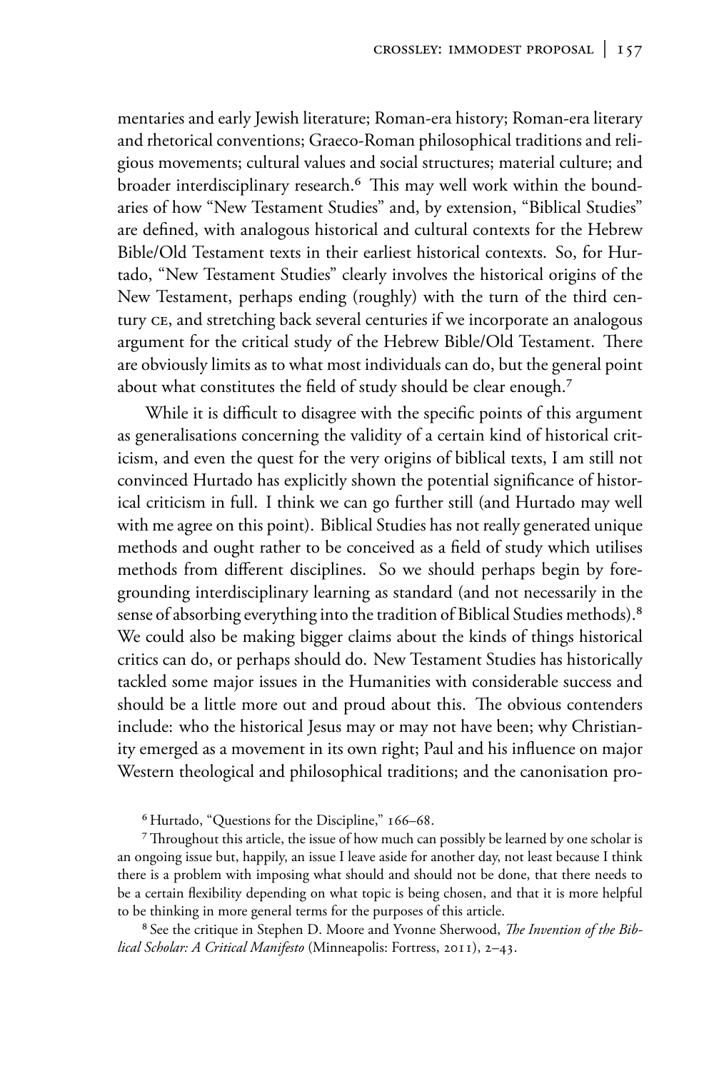mentaries and early Jewish literature; Roman-era history; Roman-era literary and rhetorical conventions; Graeco-Roman philosophical traditions and religious movements; cultural values and social structures; material culture; and broader interdisciplinary research.[6] This may well work within the boundaries of how "New Testament Studies" and, by extension, "Biblical Studies" are defined, with analogous historical and cultural contexts for the Hebrew Bible/Old Testament texts in their earliest historical contexts. So, for Hurtado, "New Testament Studies" clearly involves the historical origins of the New Testament, perhaps ending (roughly) with the turn of the third century CE, and stretching back several centuries if we incorporate an analogous argument for the critical study of the Hebrew Bible/Old Testament. There are obviously limits as to what most individuals can do, but the general point about what constitutes the field of study should be clear enough.[7]

While it is difficult to disagree with the specific points of this argument as generalisations concerning the validity of a certain kind of historical criticism, and even the quest for the very origins of biblical texts, I am still not convinced Hurtado has explicitly shown the potential significance of historical criticism in full. I think we can go further still (and Hurtado may well with me agree on this point). Biblical Studies has not really generated unique methods and ought rather to be conceived as a field of study which utilises methods from different disciplines. So we should perhaps begin by foregrounding interdisciplinary learning as standard (and not necessarily in the sense of absorbing everything into the tradition of Biblical Studies methods).[8] We could also be making bigger claims about the kinds of things historical critics can do, or perhaps should do. New Testament Studies has historically tackled some major issues in the Humanities with considerable success and should be a little more out and proud about this. The obvious contenders include: who the historical Jesus may or may not have been; why Christianity emerged as a movement in its own right; Paul and his influence on major Western theological and philosophical traditions; and the canonisation pro-

[6] Hurtado, "Questions for the Discipline," 166–68.

[7] Throughout this article, the issue of how much can possibly be learned by one scholar is an ongoing issue but, happily, an issue I leave aside for another day, not least because I think there is a problem with imposing what should and should not be done, that there needs to be a certain flexibility depending on what topic is being chosen, and that it is more helpful to be thinking in more general terms for the purposes of this article.

[8] See the critique in Stephen D. Moore and Yvonne Sherwood, *The Invention of the Biblical Scholar: A Critical Manifesto* (Minneapolis: Fortress, 2011), 2–43.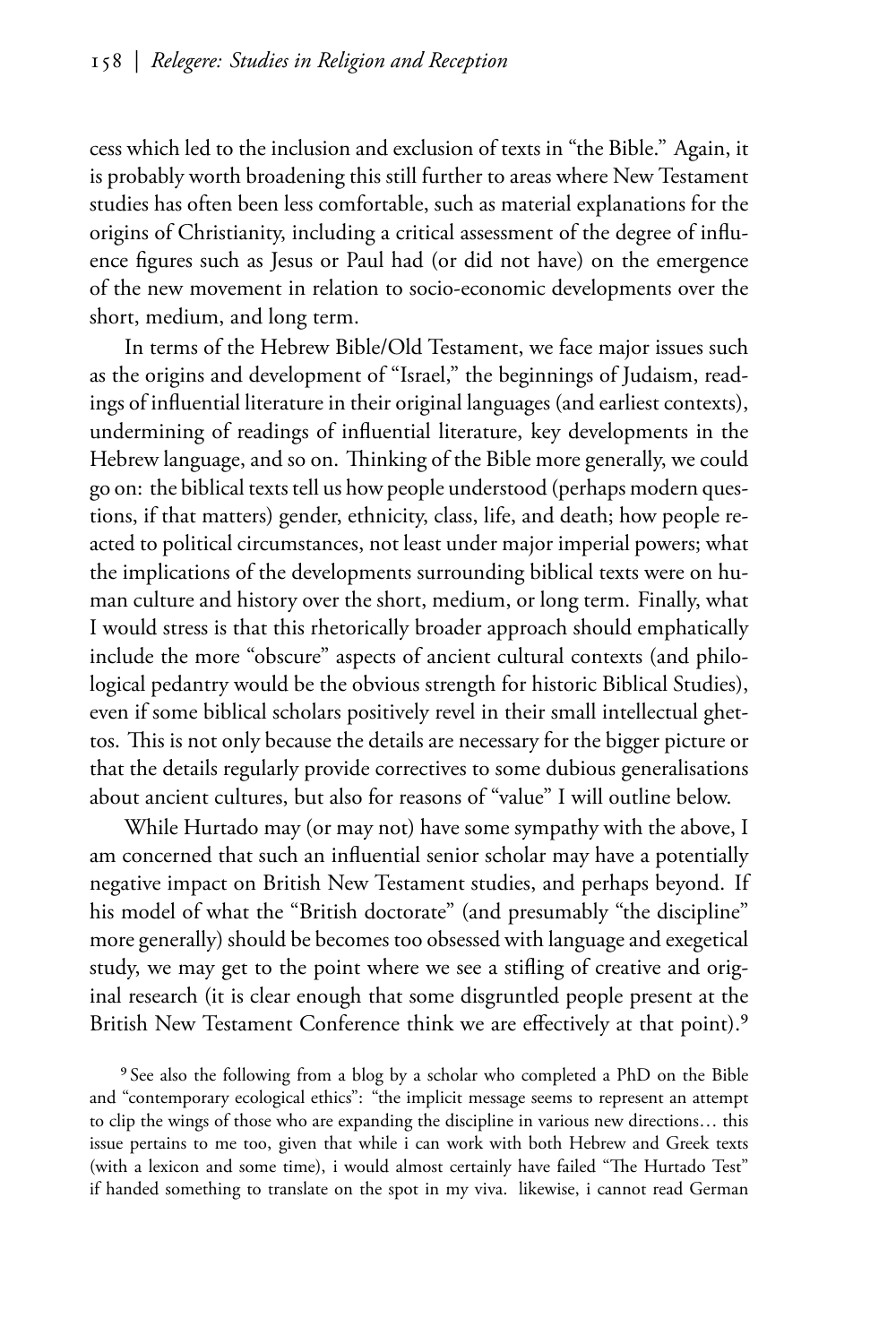cess which led to the inclusion and exclusion of texts in "the Bible." Again, it is probably worth broadening this still further to areas where New Testament studies has often been less comfortable, such as material explanations for the origins of Christianity, including a critical assessment of the degree of influence figures such as Jesus or Paul had (or did not have) on the emergence of the new movement in relation to socio-economic developments over the short, medium, and long term.

In terms of the Hebrew Bible/Old Testament, we face major issues such as the origins and development of "Israel," the beginnings of Judaism, readings of influential literature in their original languages (and earliest contexts), undermining of readings of influential literature, key developments in the Hebrew language, and so on. Thinking of the Bible more generally, we could go on: the biblical texts tell us how people understood (perhaps modern questions, if that matters) gender, ethnicity, class, life, and death; how people reacted to political circumstances, not least under major imperial powers; what the implications of the developments surrounding biblical texts were on human culture and history over the short, medium, or long term. Finally, what I would stress is that this rhetorically broader approach should emphatically include the more "obscure" aspects of ancient cultural contexts (and philological pedantry would be the obvious strength for historic Biblical Studies), even if some biblical scholars positively revel in their small intellectual ghettos. This is not only because the details are necessary for the bigger picture or that the details regularly provide correctives to some dubious generalisations about ancient cultures, but also for reasons of "value" I will outline below.

While Hurtado may (or may not) have some sympathy with the above, I am concerned that such an influential senior scholar may have a potentially negative impact on British New Testament studies, and perhaps beyond. If his model of what the "British doctorate" (and presumably "the discipline" more generally) should be becomes too obsessed with language and exegetical study, we may get to the point where we see a stifling of creative and original research (it is clear enough that some disgruntled people present at the British New Testament Conference think we are effectively at that point).[9]

[9] See also the following from a blog by a scholar who completed a PhD on the Bible and "contemporary ecological ethics": "the implicit message seems to represent an attempt to clip the wings of those who are expanding the discipline in various new directions… this issue pertains to me too, given that while i can work with both Hebrew and Greek texts (with a lexicon and some time), i would almost certainly have failed "The Hurtado Test" if handed something to translate on the spot in my viva. likewise, i cannot read German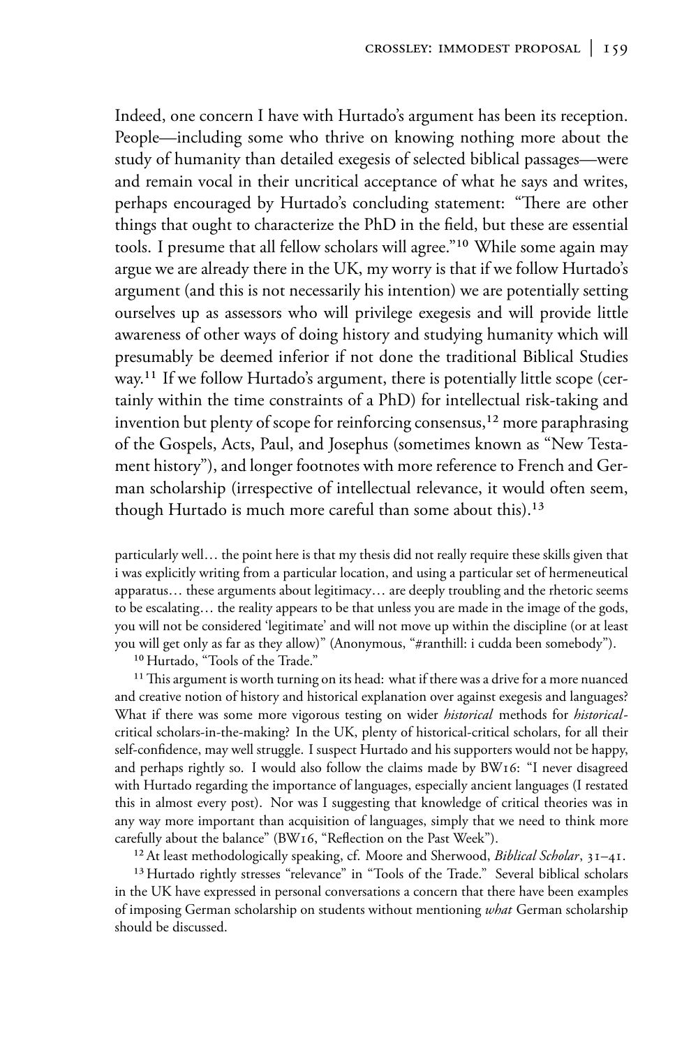Indeed, one concern I have with Hurtado's argument has been its reception. People—including some who thrive on knowing nothing more about the study of humanity than detailed exegesis of selected biblical passages—were and remain vocal in their uncritical acceptance of what he says and writes, perhaps encouraged by Hurtado's concluding statement: "There are other things that ought to characterize the PhD in the field, but these are essential tools. I presume that all fellow scholars will agree."[10] While some again may argue we are already there in the UK, my worry is that if we follow Hurtado's argument (and this is not necessarily his intention) we are potentially setting ourselves up as assessors who will privilege exegesis and will provide little awareness of other ways of doing history and studying humanity which will presumably be deemed inferior if not done the traditional Biblical Studies way.[11] If we follow Hurtado's argument, there is potentially little scope (certainly within the time constraints of a PhD) for intellectual risk-taking and invention but plenty of scope for reinforcing consensus,[12] more paraphrasing of the Gospels, Acts, Paul, and Josephus (sometimes known as "New Testament history"), and longer footnotes with more reference to French and German scholarship (irrespective of intellectual relevance, it would often seem, though Hurtado is much more careful than some about this).[13]

particularly well… the point here is that my thesis did not really require these skills given that i was explicitly writing from a particular location, and using a particular set of hermeneutical apparatus… these arguments about legitimacy… are deeply troubling and the rhetoric seems to be escalating… the reality appears to be that unless you are made in the image of the gods, you will not be considered 'legitimate' and will not move up within the discipline (or at least you will get only as far as they allow)" (Anonymous, "#ranthill: i cudda been somebody").

[10] Hurtado, "Tools of the Trade."

[11] This argument is worth turning on its head: what if there was a drive for a more nuanced and creative notion of history and historical explanation over against exegesis and languages? What if there was some more vigorous testing on wider *historical* methods for *historical*-critical scholars-in-the-making? In the UK, plenty of historical-critical scholars, for all their self-confidence, may well struggle. I suspect Hurtado and his supporters would not be happy, and perhaps rightly so. I would also follow the claims made by BW16: "I never disagreed with Hurtado regarding the importance of languages, especially ancient languages (I restated this in almost every post). Nor was I suggesting that knowledge of critical theories was in any way more important than acquisition of languages, simply that we need to think more carefully about the balance" (BW16, "Reflection on the Past Week").

[12] At least methodologically speaking, cf. Moore and Sherwood, *Biblical Scholar*, 31–41.

[13] Hurtado rightly stresses "relevance" in "Tools of the Trade." Several biblical scholars in the UK have expressed in personal conversations a concern that there have been examples of imposing German scholarship on students without mentioning *what* German scholarship should be discussed.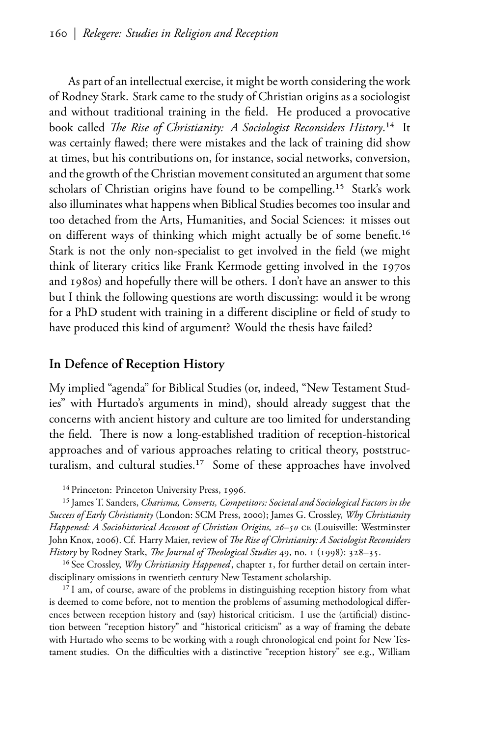As part of an intellectual exercise, it might be worth considering the work of Rodney Stark. Stark came to the study of Christian origins as a sociologist and without traditional training in the field. He produced a provocative book called *The Rise of Christianity: A Sociologist Reconsiders History*.[14] It was certainly flawed; there were mistakes and the lack of training did show at times, but his contributions on, for instance, social networks, conversion, and the growth of the Christian movement consituted an argument that some scholars of Christian origins have found to be compelling.[15] Stark's work also illuminates what happens when Biblical Studies becomes too insular and too detached from the Arts, Humanities, and Social Sciences: it misses out on different ways of thinking which might actually be of some benefit.[16] Stark is not the only non-specialist to get involved in the field (we might think of literary critics like Frank Kermode getting involved in the 1970s and 1980s) and hopefully there will be others. I don't have an answer to this but I think the following questions are worth discussing: would it be wrong for a PhD student with training in a different discipline or field of study to have produced this kind of argument? Would the thesis have failed?

## In Defence of Reception History

My implied "agenda" for Biblical Studies (or, indeed, "New Testament Studies" with Hurtado's arguments in mind), should already suggest that the concerns with ancient history and culture are too limited for understanding the field. There is now a long-established tradition of reception-historical approaches and of various approaches relating to critical theory, poststructuralism, and cultural studies.[17] Some of these approaches have involved

[14] Princeton: Princeton University Press, 1996.

[15] James T. Sanders, *Charisma, Converts, Competitors: Societal and Sociological Factors in the Success of Early Christianity* (London: SCM Press, 2000); James G. Crossley, *Why Christianity Happened: A Sociohistorical Account of Christian Origins, 26–50* CE (Louisville: Westminster John Knox, 2006). Cf. Harry Maier, review of *The Rise of Christianity: A Sociologist Reconsiders History* by Rodney Stark, *The Journal of Theological Studies* 49, no. 1 (1998): 328–35.

[16] See Crossley, *Why Christianity Happened*, chapter 1, for further detail on certain interdisciplinary omissions in twentieth century New Testament scholarship.

[17] I am, of course, aware of the problems in distinguishing reception history from what is deemed to come before, not to mention the problems of assuming methodological differences between reception history and (say) historical criticism. I use the (artificial) distinction between "reception history" and "historical criticism" as a way of framing the debate with Hurtado who seems to be working with a rough chronological end point for New Testament studies. On the difficulties with a distinctive "reception history" see e.g., William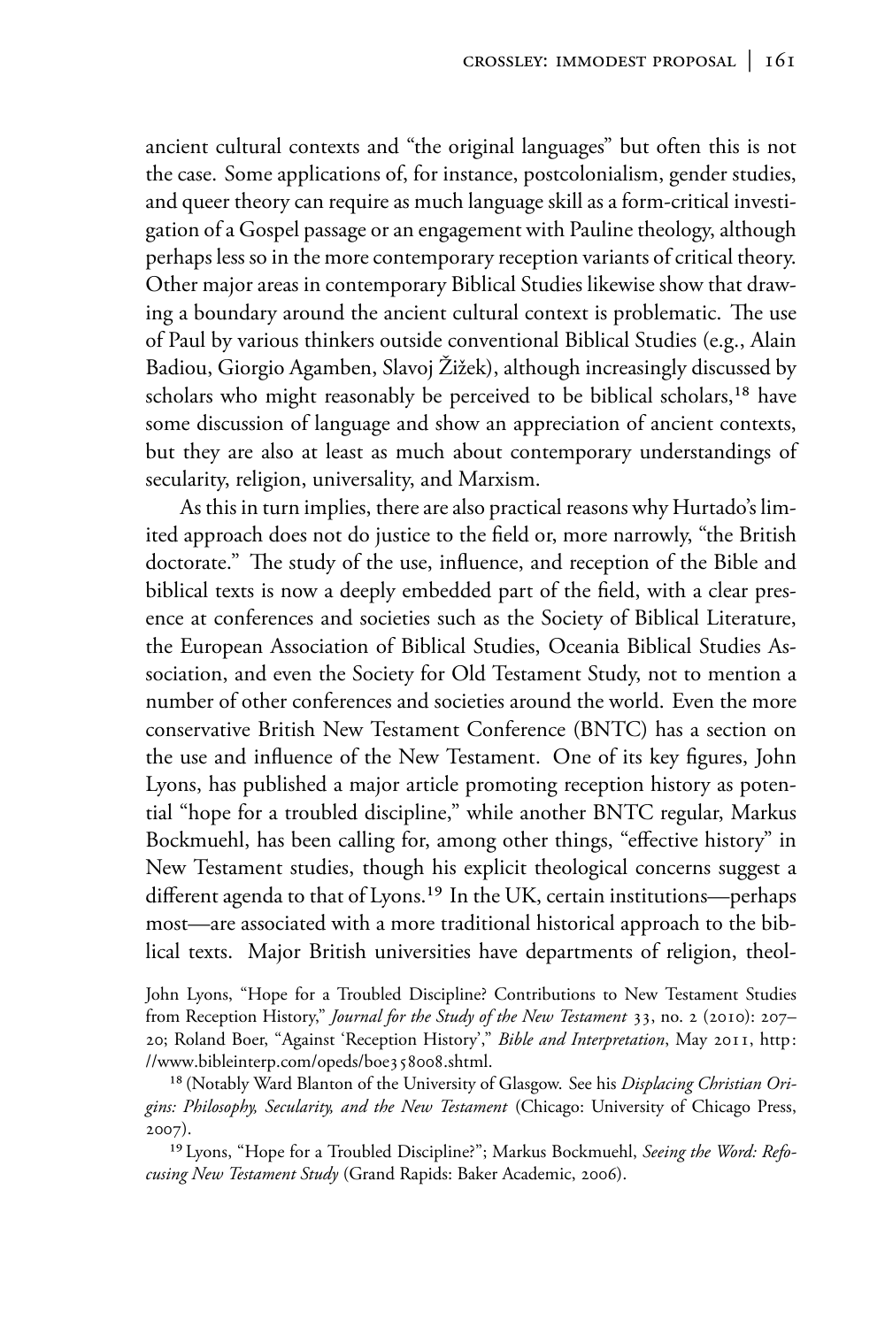ancient cultural contexts and "the original languages" but often this is not the case. Some applications of, for instance, postcolonialism, gender studies, and queer theory can require as much language skill as a form-critical investigation of a Gospel passage or an engagement with Pauline theology, although perhaps less so in the more contemporary reception variants of critical theory. Other major areas in contemporary Biblical Studies likewise show that drawing a boundary around the ancient cultural context is problematic. The use of Paul by various thinkers outside conventional Biblical Studies (e.g., Alain Badiou, Giorgio Agamben, Slavoj Žižek), although increasingly discussed by scholars who might reasonably be perceived to be biblical scholars,[18] have some discussion of language and show an appreciation of ancient contexts, but they are also at least as much about contemporary understandings of secularity, religion, universality, and Marxism.

As this in turn implies, there are also practical reasons why Hurtado's limited approach does not do justice to the field or, more narrowly, "the British doctorate." The study of the use, influence, and reception of the Bible and biblical texts is now a deeply embedded part of the field, with a clear presence at conferences and societies such as the Society of Biblical Literature, the European Association of Biblical Studies, Oceania Biblical Studies Association, and even the Society for Old Testament Study, not to mention a number of other conferences and societies around the world. Even the more conservative British New Testament Conference (BNTC) has a section on the use and influence of the New Testament. One of its key figures, John Lyons, has published a major article promoting reception history as potential "hope for a troubled discipline," while another BNTC regular, Markus Bockmuehl, has been calling for, among other things, "effective history" in New Testament studies, though his explicit theological concerns suggest a different agenda to that of Lyons.[19] In the UK, certain institutions—perhaps most—are associated with a more traditional historical approach to the biblical texts. Major British universities have departments of religion, theol-

John Lyons, "Hope for a Troubled Discipline? Contributions to New Testament Studies from Reception History," *Journal for the Study of the New Testament* 33, no. 2 (2010): 207–20; Roland Boer, "Against 'Reception History'," *Bible and Interpretation*, May 2011, http://www.bibleinterp.com/opeds/boe358008.shtml.

[18] (Notably Ward Blanton of the University of Glasgow. See his *Displacing Christian Origins: Philosophy, Secularity, and the New Testament* (Chicago: University of Chicago Press, 2007).

[19] Lyons, "Hope for a Troubled Discipline?"; Markus Bockmuehl, *Seeing the Word: Refocusing New Testament Study* (Grand Rapids: Baker Academic, 2006).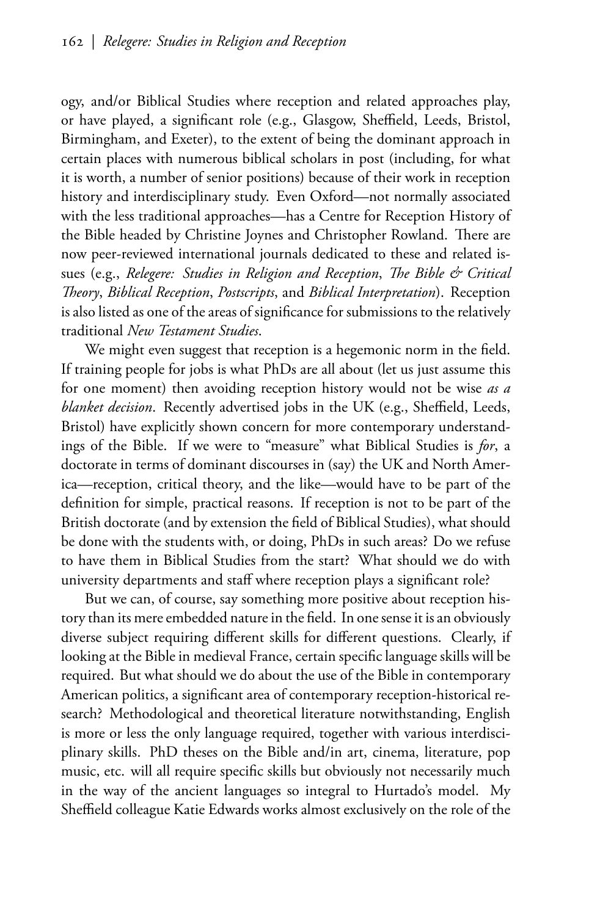ogy, and/or Biblical Studies where reception and related approaches play, or have played, a significant role (e.g., Glasgow, Sheffield, Leeds, Bristol, Birmingham, and Exeter), to the extent of being the dominant approach in certain places with numerous biblical scholars in post (including, for what it is worth, a number of senior positions) because of their work in reception history and interdisciplinary study. Even Oxford—not normally associated with the less traditional approaches—has a Centre for Reception History of the Bible headed by Christine Joynes and Christopher Rowland. There are now peer-reviewed international journals dedicated to these and related issues (e.g., *Relegere: Studies in Religion and Reception*, *The Bible & Critical Theory*, *Biblical Reception*, *Postscripts*, and *Biblical Interpretation*). Reception is also listed as one of the areas of significance for submissions to the relatively traditional *New Testament Studies*.

We might even suggest that reception is a hegemonic norm in the field. If training people for jobs is what PhDs are all about (let us just assume this for one moment) then avoiding reception history would not be wise *as a blanket decision*. Recently advertised jobs in the UK (e.g., Sheffield, Leeds, Bristol) have explicitly shown concern for more contemporary understandings of the Bible. If we were to "measure" what Biblical Studies is *for*, a doctorate in terms of dominant discourses in (say) the UK and North America—reception, critical theory, and the like—would have to be part of the definition for simple, practical reasons. If reception is not to be part of the British doctorate (and by extension the field of Biblical Studies), what should be done with the students with, or doing, PhDs in such areas? Do we refuse to have them in Biblical Studies from the start? What should we do with university departments and staff where reception plays a significant role?

But we can, of course, say something more positive about reception history than its mere embedded nature in the field. In one sense it is an obviously diverse subject requiring different skills for different questions. Clearly, if looking at the Bible in medieval France, certain specific language skills will be required. But what should we do about the use of the Bible in contemporary American politics, a significant area of contemporary reception-historical research? Methodological and theoretical literature notwithstanding, English is more or less the only language required, together with various interdisciplinary skills. PhD theses on the Bible and/in art, cinema, literature, pop music, etc. will all require specific skills but obviously not necessarily much in the way of the ancient languages so integral to Hurtado's model. My Sheffield colleague Katie Edwards works almost exclusively on the role of the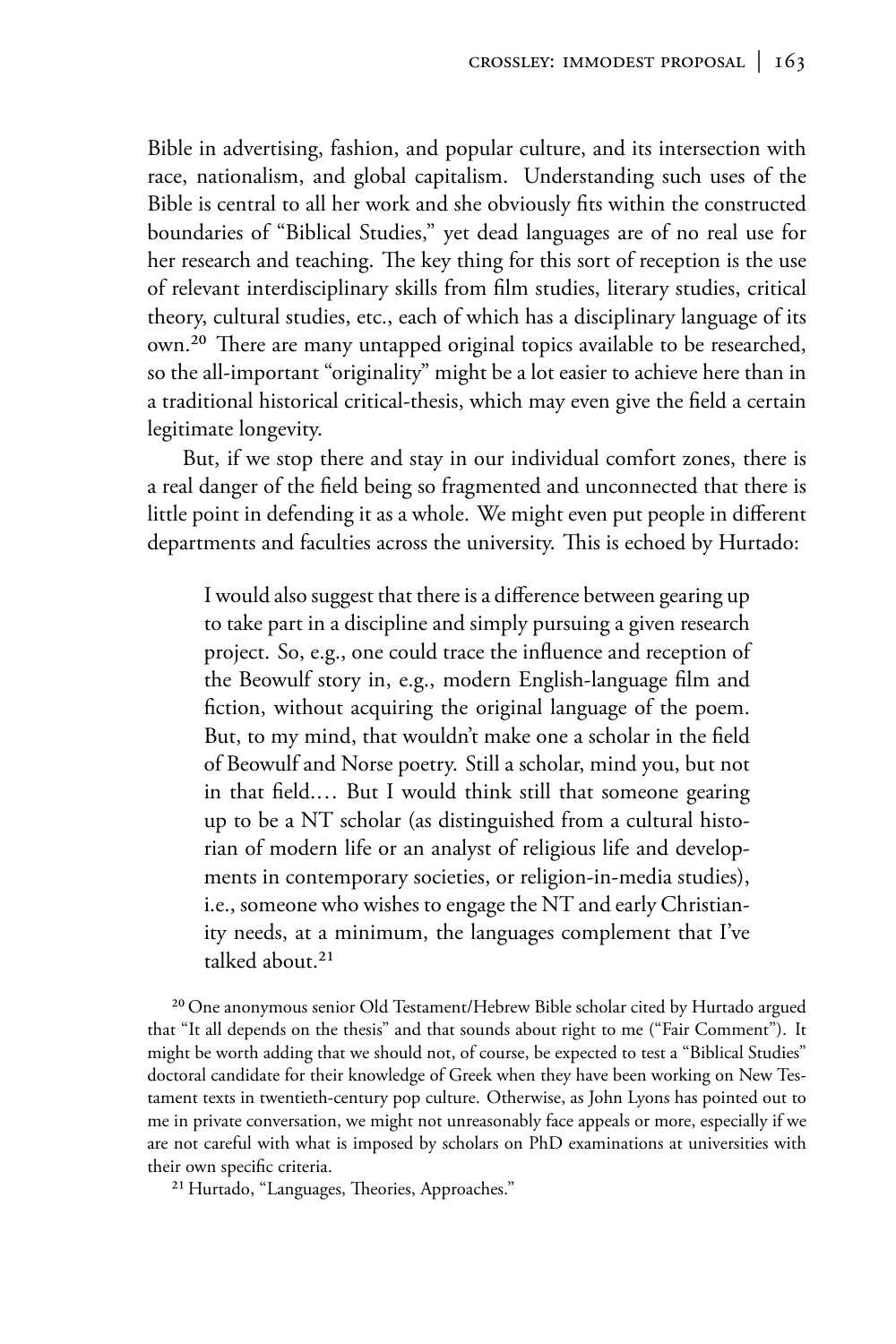Bible in advertising, fashion, and popular culture, and its intersection with race, nationalism, and global capitalism. Understanding such uses of the Bible is central to all her work and she obviously fits within the constructed boundaries of "Biblical Studies," yet dead languages are of no real use for her research and teaching. The key thing for this sort of reception is the use of relevant interdisciplinary skills from film studies, literary studies, critical theory, cultural studies, etc., each of which has a disciplinary language of its own.[20] There are many untapped original topics available to be researched, so the all-important "originality" might be a lot easier to achieve here than in a traditional historical critical-thesis, which may even give the field a certain legitimate longevity.

But, if we stop there and stay in our individual comfort zones, there is a real danger of the field being so fragmented and unconnected that there is little point in defending it as a whole. We might even put people in different departments and faculties across the university. This is echoed by Hurtado:

> I would also suggest that there is a difference between gearing up to take part in a discipline and simply pursuing a given research project. So, e.g., one could trace the influence and reception of the Beowulf story in, e.g., modern English-language film and fiction, without acquiring the original language of the poem. But, to my mind, that wouldn't make one a scholar in the field of Beowulf and Norse poetry. Still a scholar, mind you, but not in that field.… But I would think still that someone gearing up to be a NT scholar (as distinguished from a cultural historian of modern life or an analyst of religious life and developments in contemporary societies, or religion-in-media studies), i.e., someone who wishes to engage the NT and early Christianity needs, at a minimum, the languages complement that I've talked about.[21]

[20] One anonymous senior Old Testament/Hebrew Bible scholar cited by Hurtado argued that "It all depends on the thesis" and that sounds about right to me ("Fair Comment"). It might be worth adding that we should not, of course, be expected to test a "Biblical Studies" doctoral candidate for their knowledge of Greek when they have been working on New Testament texts in twentieth-century pop culture. Otherwise, as John Lyons has pointed out to me in private conversation, we might not unreasonably face appeals or more, especially if we are not careful with what is imposed by scholars on PhD examinations at universities with their own specific criteria.

[21] Hurtado, "Languages, Theories, Approaches."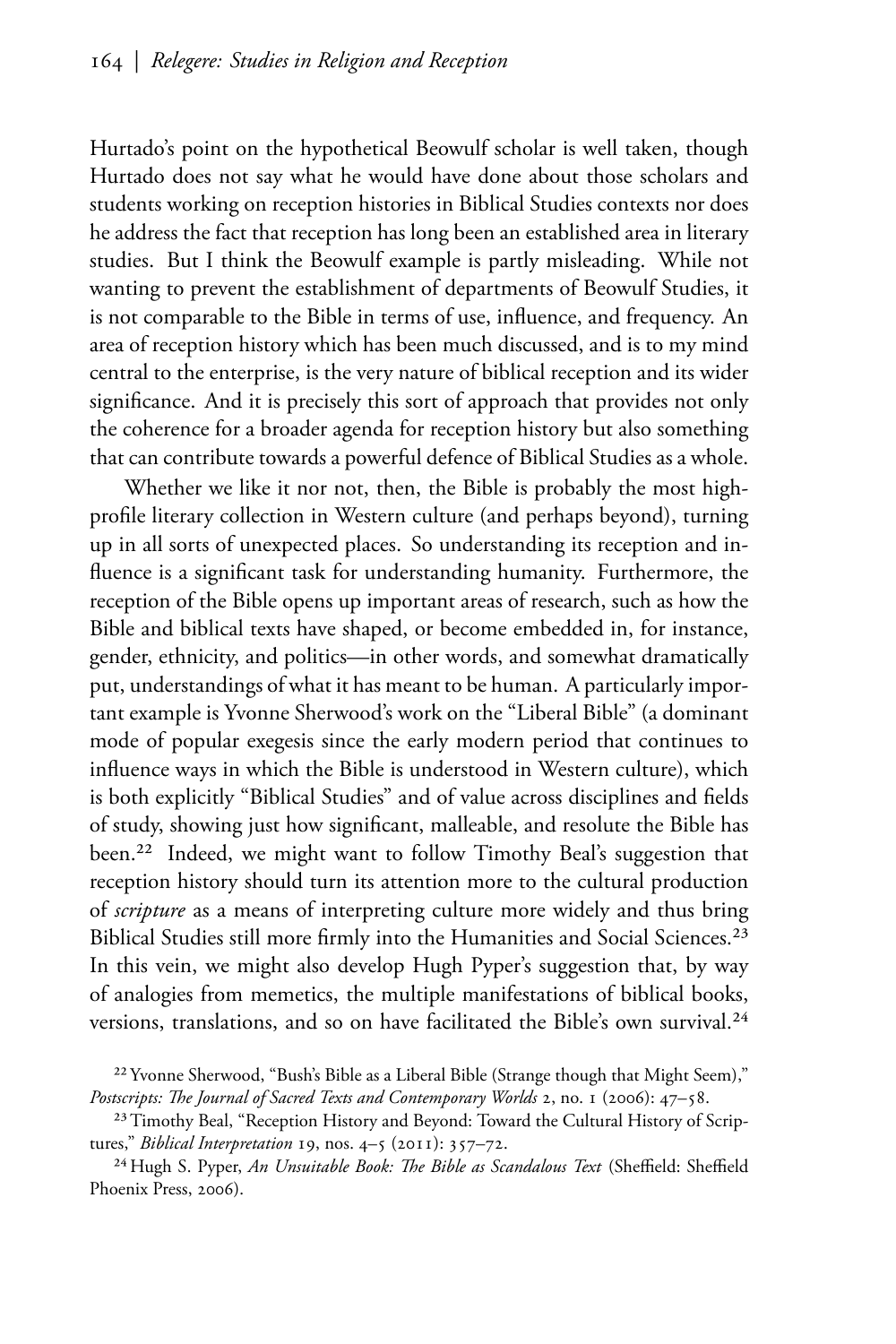Hurtado's point on the hypothetical Beowulf scholar is well taken, though Hurtado does not say what he would have done about those scholars and students working on reception histories in Biblical Studies contexts nor does he address the fact that reception has long been an established area in literary studies. But I think the Beowulf example is partly misleading. While not wanting to prevent the establishment of departments of Beowulf Studies, it is not comparable to the Bible in terms of use, influence, and frequency. An area of reception history which has been much discussed, and is to my mind central to the enterprise, is the very nature of biblical reception and its wider significance. And it is precisely this sort of approach that provides not only the coherence for a broader agenda for reception history but also something that can contribute towards a powerful defence of Biblical Studies as a whole.

Whether we like it nor not, then, the Bible is probably the most high-profile literary collection in Western culture (and perhaps beyond), turning up in all sorts of unexpected places. So understanding its reception and influence is a significant task for understanding humanity. Furthermore, the reception of the Bible opens up important areas of research, such as how the Bible and biblical texts have shaped, or become embedded in, for instance, gender, ethnicity, and politics—in other words, and somewhat dramatically put, understandings of what it has meant to be human. A particularly important example is Yvonne Sherwood's work on the "Liberal Bible" (a dominant mode of popular exegesis since the early modern period that continues to influence ways in which the Bible is understood in Western culture), which is both explicitly "Biblical Studies" and of value across disciplines and fields of study, showing just how significant, malleable, and resolute the Bible has been.[22] Indeed, we might want to follow Timothy Beal's suggestion that reception history should turn its attention more to the cultural production of *scripture* as a means of interpreting culture more widely and thus bring Biblical Studies still more firmly into the Humanities and Social Sciences.[23] In this vein, we might also develop Hugh Pyper's suggestion that, by way of analogies from memetics, the multiple manifestations of biblical books, versions, translations, and so on have facilitated the Bible's own survival.[24]

[22] Yvonne Sherwood, "Bush's Bible as a Liberal Bible (Strange though that Might Seem)," *Postscripts: The Journal of Sacred Texts and Contemporary Worlds* 2, no. 1 (2006): 47–58.

[23] Timothy Beal, "Reception History and Beyond: Toward the Cultural History of Scriptures," *Biblical Interpretation* 19, nos. 4–5 (2011): 357–72.

[24] Hugh S. Pyper, *An Unsuitable Book: The Bible as Scandalous Text* (Sheffield: Sheffield Phoenix Press, 2006).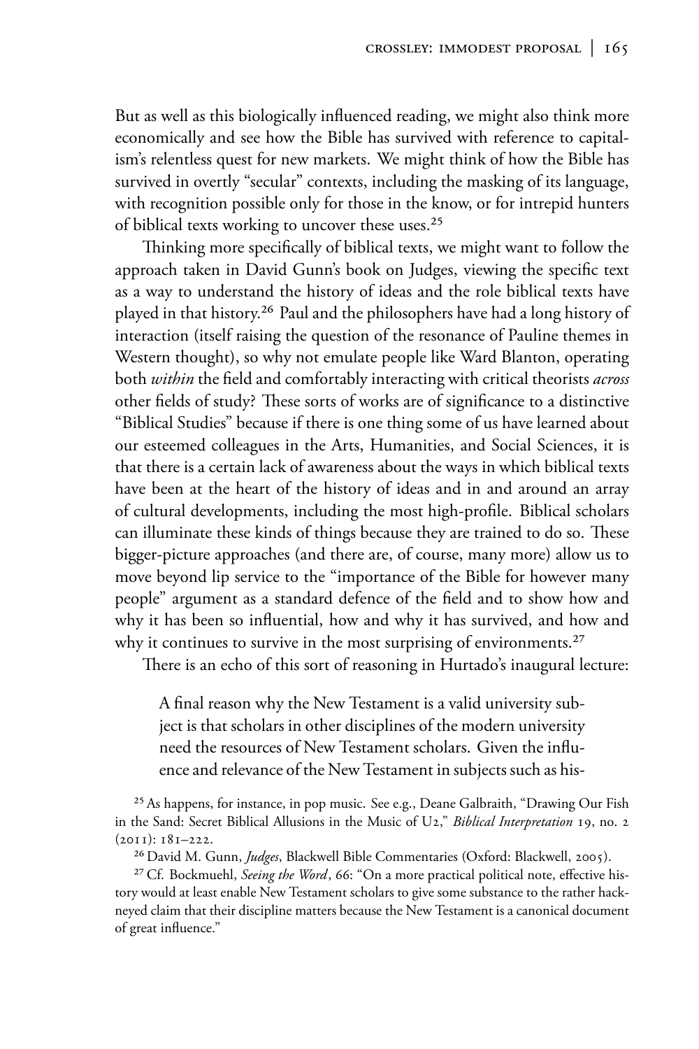But as well as this biologically influenced reading, we might also think more economically and see how the Bible has survived with reference to capitalism's relentless quest for new markets. We might think of how the Bible has survived in overtly "secular" contexts, including the masking of its language, with recognition possible only for those in the know, or for intrepid hunters of biblical texts working to uncover these uses.[25]

Thinking more specifically of biblical texts, we might want to follow the approach taken in David Gunn's book on Judges, viewing the specific text as a way to understand the history of ideas and the role biblical texts have played in that history.[26] Paul and the philosophers have had a long history of interaction (itself raising the question of the resonance of Pauline themes in Western thought), so why not emulate people like Ward Blanton, operating both *within* the field and comfortably interacting with critical theorists *across* other fields of study? These sorts of works are of significance to a distinctive "Biblical Studies" because if there is one thing some of us have learned about our esteemed colleagues in the Arts, Humanities, and Social Sciences, it is that there is a certain lack of awareness about the ways in which biblical texts have been at the heart of the history of ideas and in and around an array of cultural developments, including the most high-profile. Biblical scholars can illuminate these kinds of things because they are trained to do so. These bigger-picture approaches (and there are, of course, many more) allow us to move beyond lip service to the "importance of the Bible for however many people" argument as a standard defence of the field and to show how and why it has been so influential, how and why it has survived, and how and why it continues to survive in the most surprising of environments.[27]

There is an echo of this sort of reasoning in Hurtado's inaugural lecture:

> A final reason why the New Testament is a valid university subject is that scholars in other disciplines of the modern university need the resources of New Testament scholars. Given the influence and relevance of the New Testament in subjects such as his-

[25] As happens, for instance, in pop music. See e.g., Deane Galbraith, "Drawing Our Fish in the Sand: Secret Biblical Allusions in the Music of U2," *Biblical Interpretation* 19, no. 2 (2011): 181–222.

[26] David M. Gunn, *Judges*, Blackwell Bible Commentaries (Oxford: Blackwell, 2005).

[27] Cf. Bockmuehl, *Seeing the Word*, 66: "On a more practical political note, effective history would at least enable New Testament scholars to give some substance to the rather hackneyed claim that their discipline matters because the New Testament is a canonical document of great influence."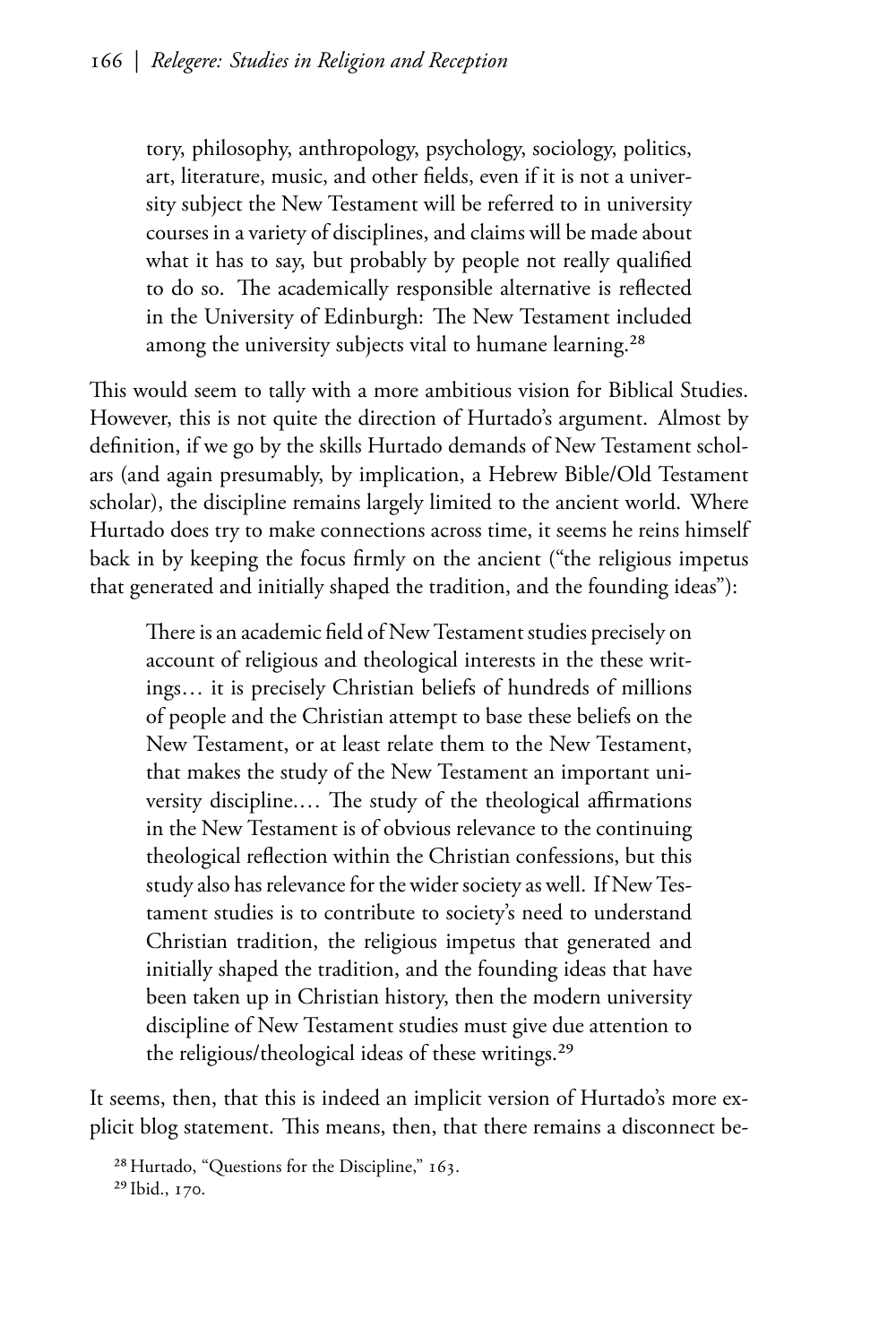> tory, philosophy, anthropology, psychology, sociology, politics, art, literature, music, and other fields, even if it is not a university subject the New Testament will be referred to in university courses in a variety of disciplines, and claims will be made about what it has to say, but probably by people not really qualified to do so. The academically responsible alternative is reflected in the University of Edinburgh: The New Testament included among the university subjects vital to humane learning.[28]

This would seem to tally with a more ambitious vision for Biblical Studies. However, this is not quite the direction of Hurtado's argument. Almost by definition, if we go by the skills Hurtado demands of New Testament scholars (and again presumably, by implication, a Hebrew Bible/Old Testament scholar), the discipline remains largely limited to the ancient world. Where Hurtado does try to make connections across time, it seems he reins himself back in by keeping the focus firmly on the ancient ("the religious impetus that generated and initially shaped the tradition, and the founding ideas"):

> There is an academic field of New Testament studies precisely on account of religious and theological interests in the these writings… it is precisely Christian beliefs of hundreds of millions of people and the Christian attempt to base these beliefs on the New Testament, or at least relate them to the New Testament, that makes the study of the New Testament an important university discipline.… The study of the theological affirmations in the New Testament is of obvious relevance to the continuing theological reflection within the Christian confessions, but this study also has relevance for the wider society as well. If New Testament studies is to contribute to society's need to understand Christian tradition, the religious impetus that generated and initially shaped the tradition, and the founding ideas that have been taken up in Christian history, then the modern university discipline of New Testament studies must give due attention to the religious/theological ideas of these writings.[29]

It seems, then, that this is indeed an implicit version of Hurtado's more explicit blog statement. This means, then, that there remains a disconnect be-

[28] Hurtado, "Questions for the Discipline," 163.

[29] Ibid., 170.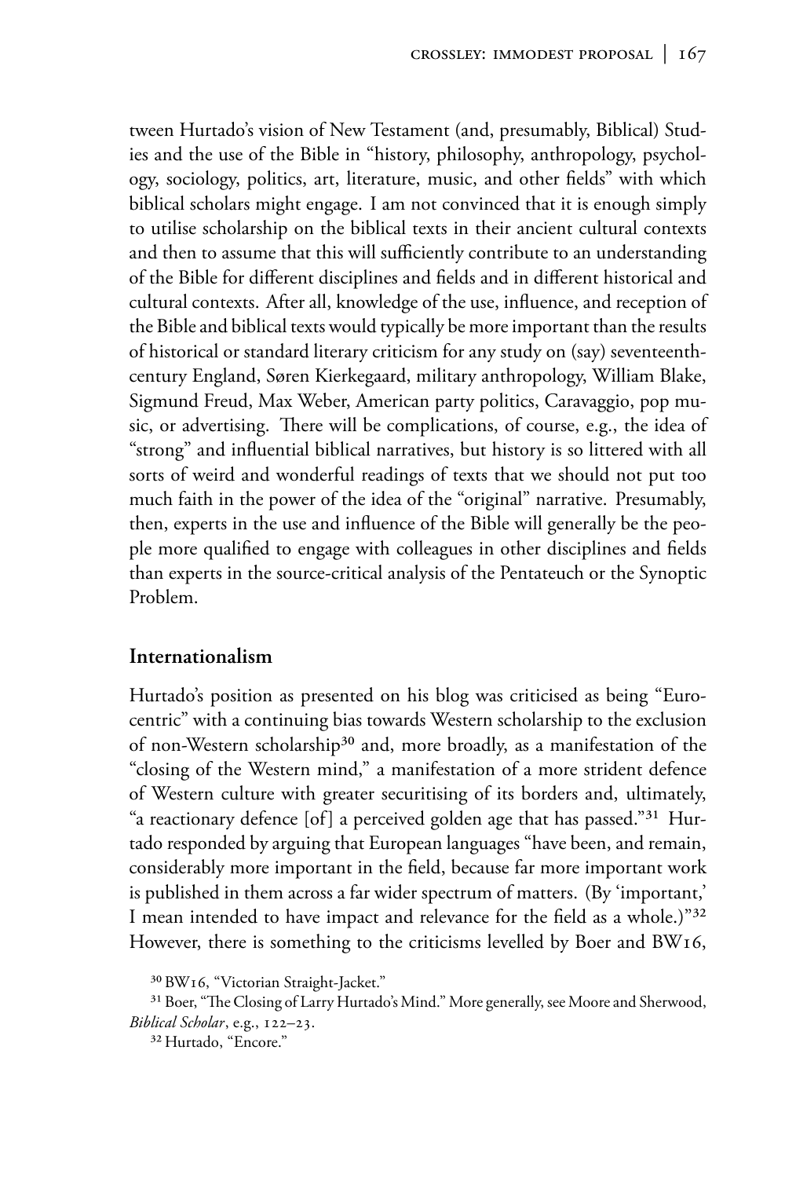tween Hurtado's vision of New Testament (and, presumably, Biblical) Studies and the use of the Bible in "history, philosophy, anthropology, psychology, sociology, politics, art, literature, music, and other fields" with which biblical scholars might engage. I am not convinced that it is enough simply to utilise scholarship on the biblical texts in their ancient cultural contexts and then to assume that this will sufficiently contribute to an understanding of the Bible for different disciplines and fields and in different historical and cultural contexts. After all, knowledge of the use, influence, and reception of the Bible and biblical texts would typically be more important than the results of historical or standard literary criticism for any study on (say) seventeenth-century England, Søren Kierkegaard, military anthropology, William Blake, Sigmund Freud, Max Weber, American party politics, Caravaggio, pop music, or advertising. There will be complications, of course, e.g., the idea of "strong" and influential biblical narratives, but history is so littered with all sorts of weird and wonderful readings of texts that we should not put too much faith in the power of the idea of the "original" narrative. Presumably, then, experts in the use and influence of the Bible will generally be the people more qualified to engage with colleagues in other disciplines and fields than experts in the source-critical analysis of the Pentateuch or the Synoptic Problem.

## Internationalism

Hurtado's position as presented on his blog was criticised as being "Eurocentric" with a continuing bias towards Western scholarship to the exclusion of non-Western scholarship[30] and, more broadly, as a manifestation of the "closing of the Western mind," a manifestation of a more strident defence of Western culture with greater securitising of its borders and, ultimately, "a reactionary defence [of] a perceived golden age that has passed."[31] Hurtado responded by arguing that European languages "have been, and remain, considerably more important in the field, because far more important work is published in them across a far wider spectrum of matters. (By 'important,' I mean intended to have impact and relevance for the field as a whole.)"[32] However, there is something to the criticisms levelled by Boer and BW16,

[30] BW16, "Victorian Straight-Jacket."

[31] Boer, "The Closing of Larry Hurtado's Mind." More generally, see Moore and Sherwood, *Biblical Scholar*, e.g., 122–23.

[32] Hurtado, "Encore."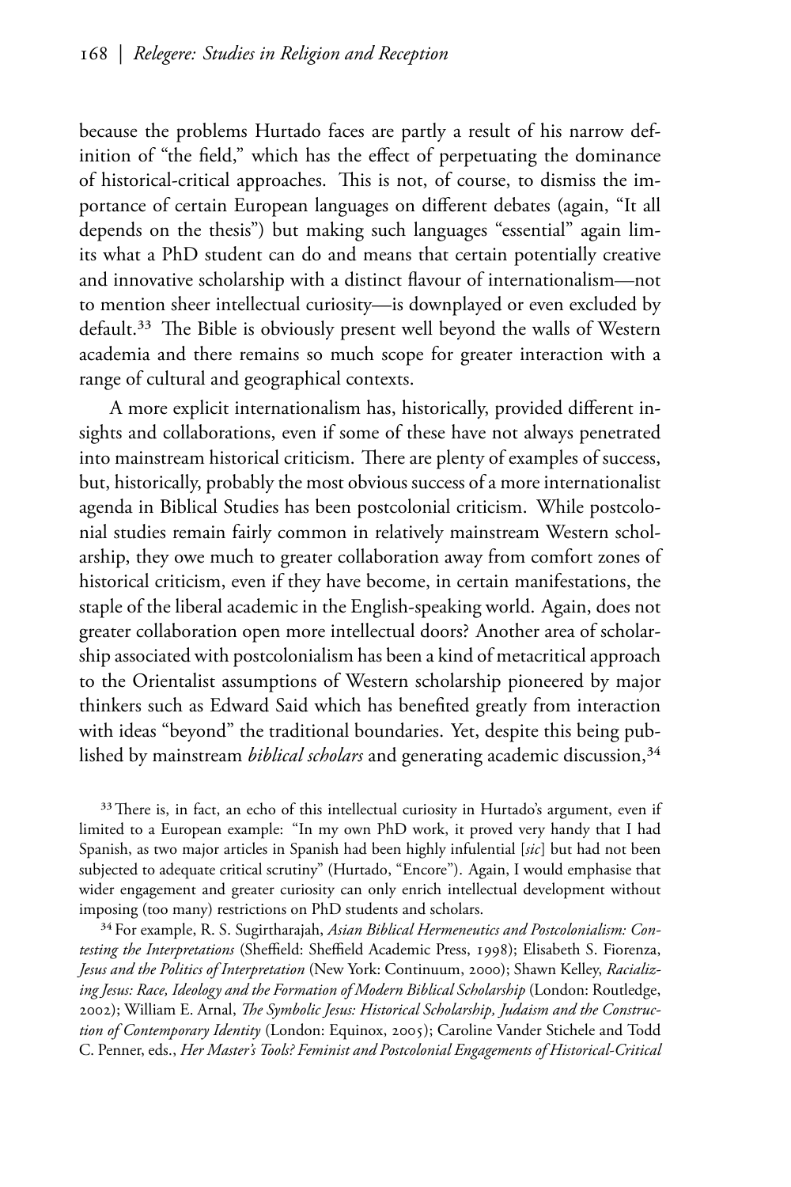because the problems Hurtado faces are partly a result of his narrow definition of "the field," which has the effect of perpetuating the dominance of historical-critical approaches. This is not, of course, to dismiss the importance of certain European languages on different debates (again, "It all depends on the thesis") but making such languages "essential" again limits what a PhD student can do and means that certain potentially creative and innovative scholarship with a distinct flavour of internationalism—not to mention sheer intellectual curiosity—is downplayed or even excluded by default.[33] The Bible is obviously present well beyond the walls of Western academia and there remains so much scope for greater interaction with a range of cultural and geographical contexts.

A more explicit internationalism has, historically, provided different insights and collaborations, even if some of these have not always penetrated into mainstream historical criticism. There are plenty of examples of success, but, historically, probably the most obvious success of a more internationalist agenda in Biblical Studies has been postcolonial criticism. While postcolonial studies remain fairly common in relatively mainstream Western scholarship, they owe much to greater collaboration away from comfort zones of historical criticism, even if they have become, in certain manifestations, the staple of the liberal academic in the English-speaking world. Again, does not greater collaboration open more intellectual doors? Another area of scholarship associated with postcolonialism has been a kind of metacritical approach to the Orientalist assumptions of Western scholarship pioneered by major thinkers such as Edward Said which has benefited greatly from interaction with ideas "beyond" the traditional boundaries. Yet, despite this being published by mainstream *biblical scholars* and generating academic discussion,[34]

[33] There is, in fact, an echo of this intellectual curiosity in Hurtado's argument, even if limited to a European example: "In my own PhD work, it proved very handy that I had Spanish, as two major articles in Spanish had been highly infulential [*sic*] but had not been subjected to adequate critical scrutiny" (Hurtado, "Encore"). Again, I would emphasise that wider engagement and greater curiosity can only enrich intellectual development without imposing (too many) restrictions on PhD students and scholars.

[34] For example, R. S. Sugirtharajah, *Asian Biblical Hermeneutics and Postcolonialism: Contesting the Interpretations* (Sheffield: Sheffield Academic Press, 1998); Elisabeth S. Fiorenza, *Jesus and the Politics of Interpretation* (New York: Continuum, 2000); Shawn Kelley, *Racializing Jesus: Race, Ideology and the Formation of Modern Biblical Scholarship* (London: Routledge, 2002); William E. Arnal, *The Symbolic Jesus: Historical Scholarship, Judaism and the Construction of Contemporary Identity* (London: Equinox, 2005); Caroline Vander Stichele and Todd C. Penner, eds., *Her Master's Tools? Feminist and Postcolonial Engagements of Historical-Critical*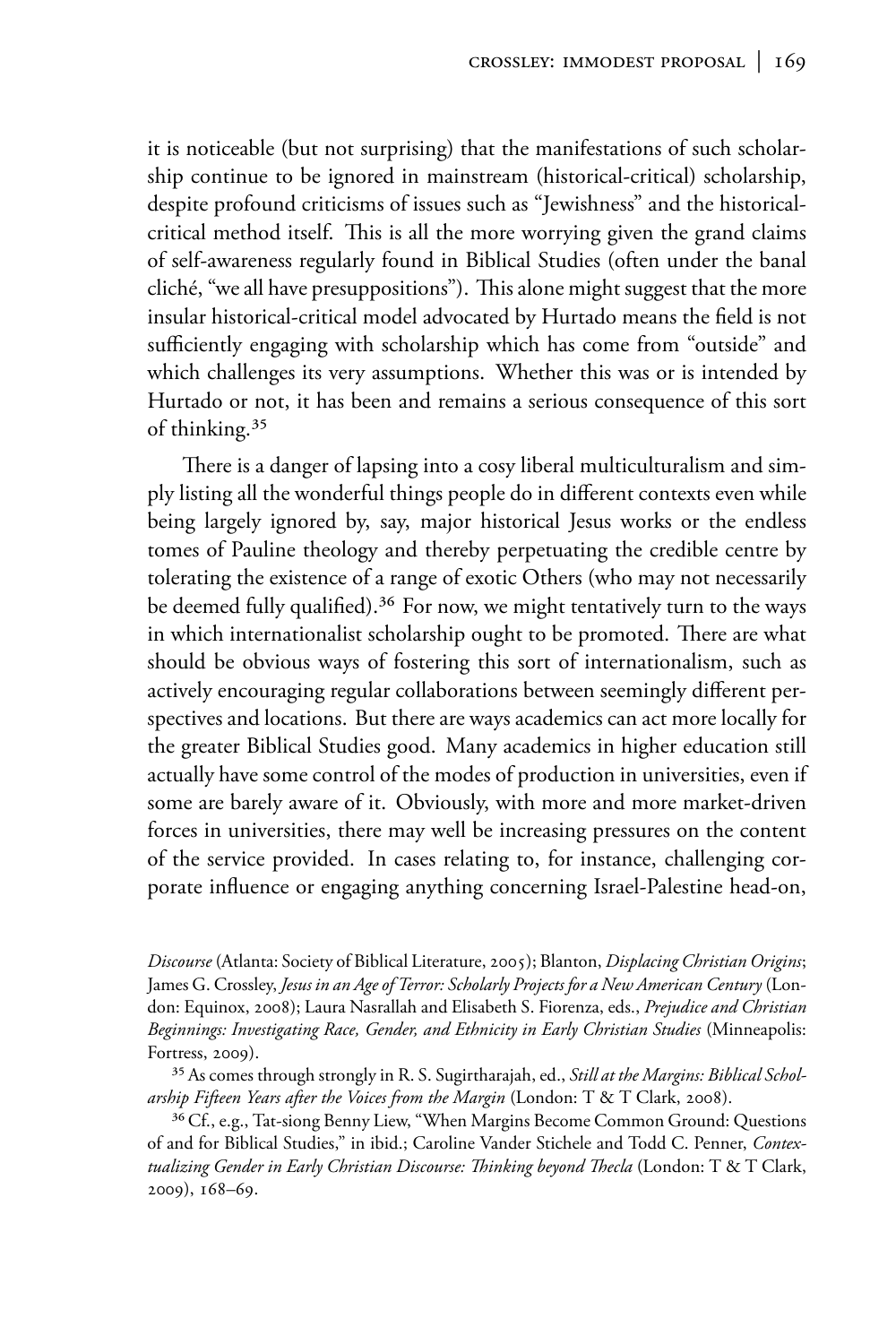it is noticeable (but not surprising) that the manifestations of such scholarship continue to be ignored in mainstream (historical-critical) scholarship, despite profound criticisms of issues such as "Jewishness" and the historical-critical method itself. This is all the more worrying given the grand claims of self-awareness regularly found in Biblical Studies (often under the banal cliché, "we all have presuppositions"). This alone might suggest that the more insular historical-critical model advocated by Hurtado means the field is not sufficiently engaging with scholarship which has come from "outside" and which challenges its very assumptions. Whether this was or is intended by Hurtado or not, it has been and remains a serious consequence of this sort of thinking.[35]

There is a danger of lapsing into a cosy liberal multiculturalism and simply listing all the wonderful things people do in different contexts even while being largely ignored by, say, major historical Jesus works or the endless tomes of Pauline theology and thereby perpetuating the credible centre by tolerating the existence of a range of exotic Others (who may not necessarily be deemed fully qualified).[36] For now, we might tentatively turn to the ways in which internationalist scholarship ought to be promoted. There are what should be obvious ways of fostering this sort of internationalism, such as actively encouraging regular collaborations between seemingly different perspectives and locations. But there are ways academics can act more locally for the greater Biblical Studies good. Many academics in higher education still actually have some control of the modes of production in universities, even if some are barely aware of it. Obviously, with more and more market-driven forces in universities, there may well be increasing pressures on the content of the service provided. In cases relating to, for instance, challenging corporate influence or engaging anything concerning Israel-Palestine head-on,

*Discourse* (Atlanta: Society of Biblical Literature, 2005); Blanton, *Displacing Christian Origins*; James G. Crossley, *Jesus in an Age of Terror: Scholarly Projects for a New American Century* (London: Equinox, 2008); Laura Nasrallah and Elisabeth S. Fiorenza, eds., *Prejudice and Christian Beginnings: Investigating Race, Gender, and Ethnicity in Early Christian Studies* (Minneapolis: Fortress, 2009).

[35] As comes through strongly in R. S. Sugirtharajah, ed., *Still at the Margins: Biblical Scholarship Fifteen Years after the Voices from the Margin* (London: T & T Clark, 2008).

[36] Cf., e.g., Tat-siong Benny Liew, "When Margins Become Common Ground: Questions of and for Biblical Studies," in ibid.; Caroline Vander Stichele and Todd C. Penner, *Contextualizing Gender in Early Christian Discourse: Thinking beyond Thecla* (London: T & T Clark, 2009), 168–69.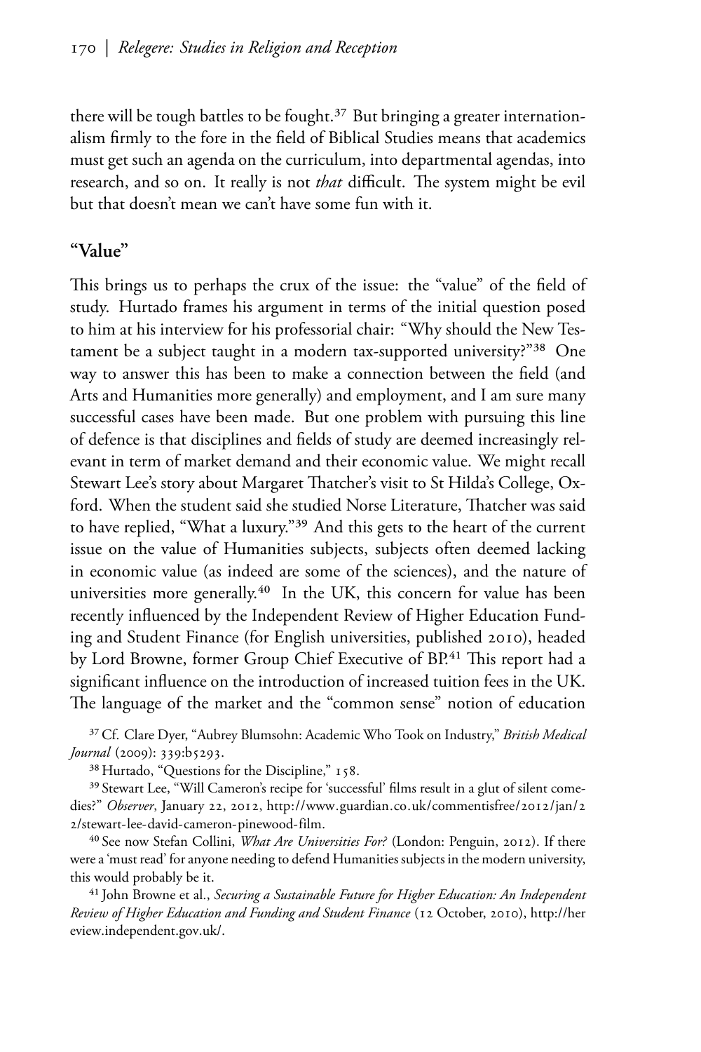there will be tough battles to be fought.[37] But bringing a greater internationalism firmly to the fore in the field of Biblical Studies means that academics must get such an agenda on the curriculum, into departmental agendas, into research, and so on. It really is not *that* difficult. The system might be evil but that doesn't mean we can't have some fun with it.

## "Value"

This brings us to perhaps the crux of the issue: the "value" of the field of study. Hurtado frames his argument in terms of the initial question posed to him at his interview for his professorial chair: "Why should the New Testament be a subject taught in a modern tax-supported university?"[38] One way to answer this has been to make a connection between the field (and Arts and Humanities more generally) and employment, and I am sure many successful cases have been made. But one problem with pursuing this line of defence is that disciplines and fields of study are deemed increasingly relevant in term of market demand and their economic value. We might recall Stewart Lee's story about Margaret Thatcher's visit to St Hilda's College, Oxford. When the student said she studied Norse Literature, Thatcher was said to have replied, "What a luxury."[39] And this gets to the heart of the current issue on the value of Humanities subjects, subjects often deemed lacking in economic value (as indeed are some of the sciences), and the nature of universities more generally.[40] In the UK, this concern for value has been recently influenced by the Independent Review of Higher Education Funding and Student Finance (for English universities, published 2010), headed by Lord Browne, former Group Chief Executive of BP.[41] This report had a significant influence on the introduction of increased tuition fees in the UK. The language of the market and the "common sense" notion of education

[37] Cf. Clare Dyer, "Aubrey Blumsohn: Academic Who Took on Industry," *British Medical Journal* (2009): 339:b5293.

[38] Hurtado, "Questions for the Discipline," 158.

[39] Stewart Lee, "Will Cameron's recipe for 'successful' films result in a glut of silent comedies?" *Observer*, January 22, 2012, http://www.guardian.co.uk/commentisfree/2012/jan/22/stewart-lee-david-cameron-pinewood-film.

[40] See now Stefan Collini, *What Are Universities For?* (London: Penguin, 2012). If there were a 'must read' for anyone needing to defend Humanities subjects in the modern university, this would probably be it.

[41] John Browne et al., *Securing a Sustainable Future for Higher Education: An Independent Review of Higher Education and Funding and Student Finance* (12 October, 2010), http://hereview.independent.gov.uk/.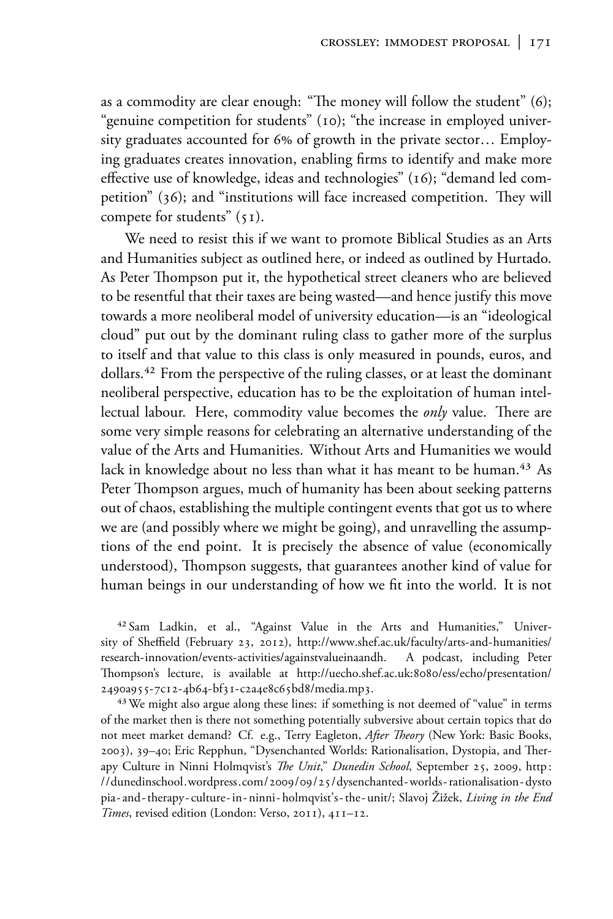as a commodity are clear enough: "The money will follow the student" (6); "genuine competition for students" (10); "the increase in employed university graduates accounted for 6% of growth in the private sector… Employing graduates creates innovation, enabling firms to identify and make more effective use of knowledge, ideas and technologies" (16); "demand led competition" (36); and "institutions will face increased competition. They will compete for students" (51).

We need to resist this if we want to promote Biblical Studies as an Arts and Humanities subject as outlined here, or indeed as outlined by Hurtado. As Peter Thompson put it, the hypothetical street cleaners who are believed to be resentful that their taxes are being wasted—and hence justify this move towards a more neoliberal model of university education—is an "ideological cloud" put out by the dominant ruling class to gather more of the surplus to itself and that value to this class is only measured in pounds, euros, and dollars.[42] From the perspective of the ruling classes, or at least the dominant neoliberal perspective, education has to be the exploitation of human intellectual labour. Here, commodity value becomes the *only* value. There are some very simple reasons for celebrating an alternative understanding of the value of the Arts and Humanities. Without Arts and Humanities we would lack in knowledge about no less than what it has meant to be human.[43] As Peter Thompson argues, much of humanity has been about seeking patterns out of chaos, establishing the multiple contingent events that got us to where we are (and possibly where we might be going), and unravelling the assumptions of the end point. It is precisely the absence of value (economically understood), Thompson suggests, that guarantees another kind of value for human beings in our understanding of how we fit into the world. It is not

[42] Sam Ladkin, et al., "Against Value in the Arts and Humanities," University of Sheffield (February 23, 2012), http://www.shef.ac.uk/faculty/arts-and-humanities/research-innovation/events-activities/againstvalueinaandh. A podcast, including Peter Thompson's lecture, is available at http://uecho.shef.ac.uk:8080/ess/echo/presentation/2490a955-7c12-4b64-bf31-c2a4e8c65bd8/media.mp3.

[43] We might also argue along these lines: if something is not deemed of "value" in terms of the market then is there not something potentially subversive about certain topics that do not meet market demand? Cf. e.g., Terry Eagleton, *After Theory* (New York: Basic Books, 2003), 39–40; Eric Repphun, "Dysenchanted Worlds: Rationalisation, Dystopia, and Therapy Culture in Ninni Holmqvist's *The Unit*," *Dunedin School*, September 25, 2009, http://dunedinschool.wordpress.com/2009/09/25/dysenchanted-worlds-rationalisation-dystopia-and-therapy-culture-in-ninni-holmqvist's-the-unit/; Slavoj Žižek, *Living in the End Times*, revised edition (London: Verso, 2011), 411–12.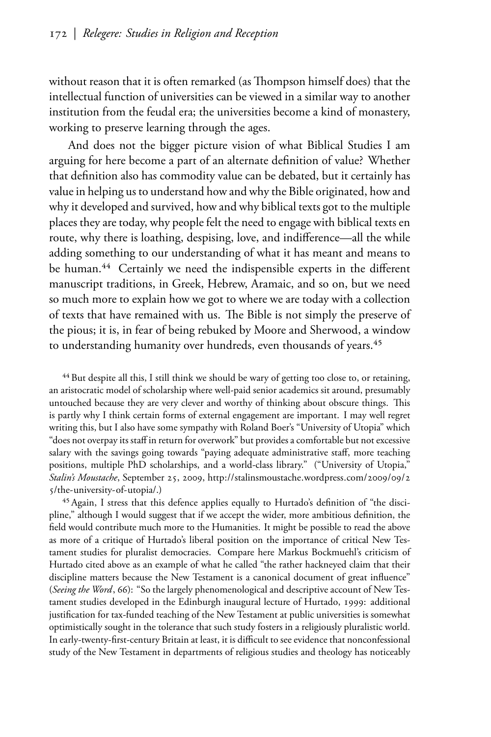without reason that it is often remarked (as Thompson himself does) that the intellectual function of universities can be viewed in a similar way to another institution from the feudal era; the universities become a kind of monastery, working to preserve learning through the ages.

And does not the bigger picture vision of what Biblical Studies I am arguing for here become a part of an alternate definition of value? Whether that definition also has commodity value can be debated, but it certainly has value in helping us to understand how and why the Bible originated, how and why it developed and survived, how and why biblical texts got to the multiple places they are today, why people felt the need to engage with biblical texts en route, why there is loathing, despising, love, and indifference—all the while adding something to our understanding of what it has meant and means to be human.[44] Certainly we need the indispensible experts in the different manuscript traditions, in Greek, Hebrew, Aramaic, and so on, but we need so much more to explain how we got to where we are today with a collection of texts that have remained with us. The Bible is not simply the preserve of the pious; it is, in fear of being rebuked by Moore and Sherwood, a window to understanding humanity over hundreds, even thousands of years.[45]

[44] But despite all this, I still think we should be wary of getting too close to, or retaining, an aristocratic model of scholarship where well-paid senior academics sit around, presumably untouched because they are very clever and worthy of thinking about obscure things. This is partly why I think certain forms of external engagement are important. I may well regret writing this, but I also have some sympathy with Roland Boer's "University of Utopia" which "does not overpay its staff in return for overwork" but provides a comfortable but not excessive salary with the savings going towards "paying adequate administrative staff, more teaching positions, multiple PhD scholarships, and a world-class library." ("University of Utopia," *Stalin's Moustache*, September 25, 2009, http://stalinsmoustache.wordpress.com/2009/09/25/the-university-of-utopia/.)

[45] Again, I stress that this defence applies equally to Hurtado's definition of "the discipline," although I would suggest that if we accept the wider, more ambitious definition, the field would contribute much more to the Humanities. It might be possible to read the above as more of a critique of Hurtado's liberal position on the importance of critical New Testament studies for pluralist democracies. Compare here Markus Bockmuehl's criticism of Hurtado cited above as an example of what he called "the rather hackneyed claim that their discipline matters because the New Testament is a canonical document of great influence" (*Seeing the Word*, 66): "So the largely phenomenological and descriptive account of New Testament studies developed in the Edinburgh inaugural lecture of Hurtado, 1999: additional justification for tax-funded teaching of the New Testament at public universities is somewhat optimistically sought in the tolerance that such study fosters in a religiously pluralistic world. In early-twenty-first-century Britain at least, it is difficult to see evidence that nonconfessional study of the New Testament in departments of religious studies and theology has noticeably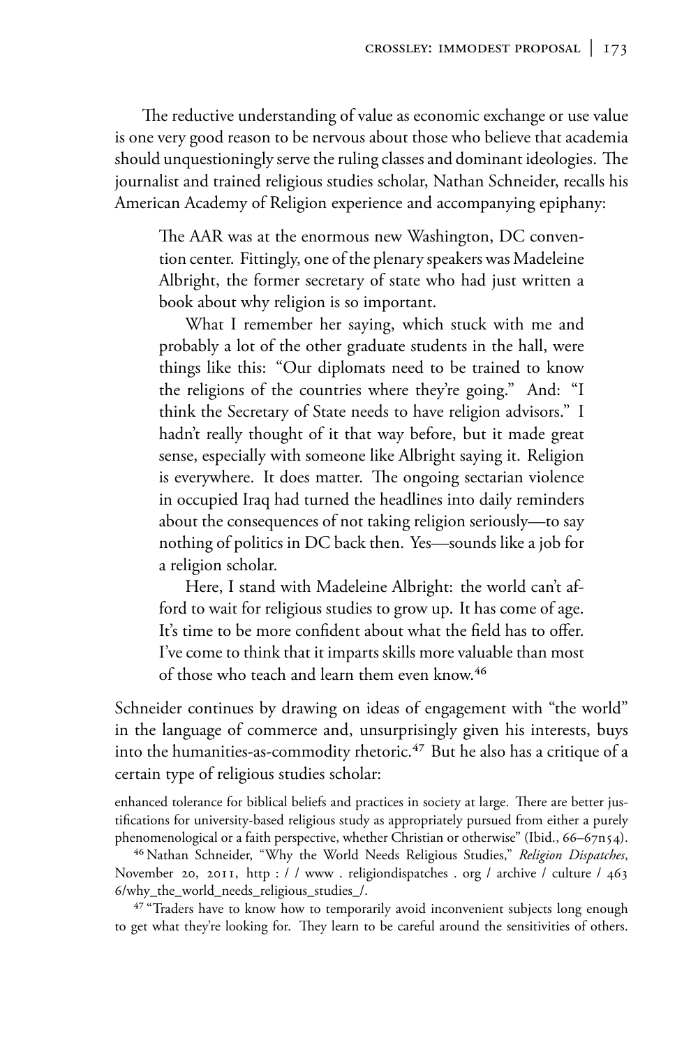The reductive understanding of value as economic exchange or use value is one very good reason to be nervous about those who believe that academia should unquestioningly serve the ruling classes and dominant ideologies. The journalist and trained religious studies scholar, Nathan Schneider, recalls his American Academy of Religion experience and accompanying epiphany:

> The AAR was at the enormous new Washington, DC convention center. Fittingly, one of the plenary speakers was Madeleine Albright, the former secretary of state who had just written a book about why religion is so important.
>
> What I remember her saying, which stuck with me and probably a lot of the other graduate students in the hall, were things like this: "Our diplomats need to be trained to know the religions of the countries where they're going." And: "I think the Secretary of State needs to have religion advisors." I hadn't really thought of it that way before, but it made great sense, especially with someone like Albright saying it. Religion is everywhere. It does matter. The ongoing sectarian violence in occupied Iraq had turned the headlines into daily reminders about the consequences of not taking religion seriously—to say nothing of politics in DC back then. Yes—sounds like a job for a religion scholar.
>
> Here, I stand with Madeleine Albright: the world can't afford to wait for religious studies to grow up. It has come of age. It's time to be more confident about what the field has to offer. I've come to think that it imparts skills more valuable than most of those who teach and learn them even know.[46]

Schneider continues by drawing on ideas of engagement with "the world" in the language of commerce and, unsurprisingly given his interests, buys into the humanities-as-commodity rhetoric.[47] But he also has a critique of a certain type of religious studies scholar:

enhanced tolerance for biblical beliefs and practices in society at large. There are better justifications for university-based religious study as appropriately pursued from either a purely phenomenological or a faith perspective, whether Christian or otherwise" (Ibid., 66–67n54).

[46] Nathan Schneider, "Why the World Needs Religious Studies," *Religion Dispatches*, November 20, 2011, http : / / www . religiondispatches . org / archive / culture / 4636/why_the_world_needs_religious_studies_/.

[47] "Traders have to know how to temporarily avoid inconvenient subjects long enough to get what they're looking for. They learn to be careful around the sensitivities of others.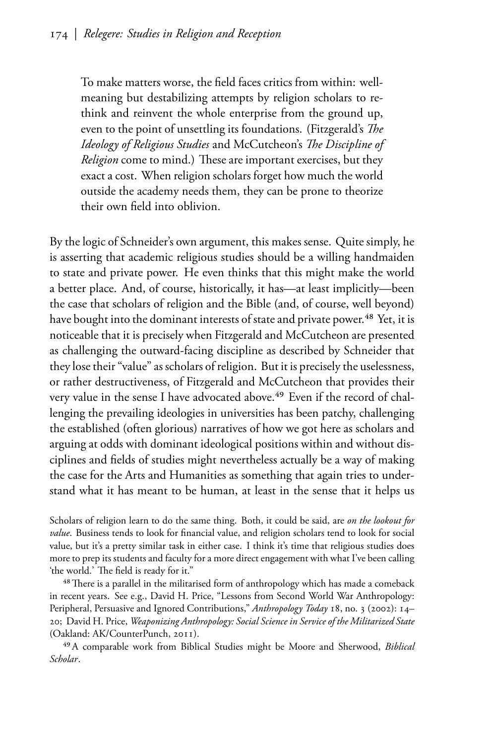> To make matters worse, the field faces critics from within: well-meaning but destabilizing attempts by religion scholars to rethink and reinvent the whole enterprise from the ground up, even to the point of unsettling its foundations. (Fitzgerald's *The Ideology of Religious Studies* and McCutcheon's *The Discipline of Religion* come to mind.) These are important exercises, but they exact a cost. When religion scholars forget how much the world outside the academy needs them, they can be prone to theorize their own field into oblivion.

By the logic of Schneider's own argument, this makes sense. Quite simply, he is asserting that academic religious studies should be a willing handmaiden to state and private power. He even thinks that this might make the world a better place. And, of course, historically, it has—at least implicitly—been the case that scholars of religion and the Bible (and, of course, well beyond) have bought into the dominant interests of state and private power.[48] Yet, it is noticeable that it is precisely when Fitzgerald and McCutcheon are presented as challenging the outward-facing discipline as described by Schneider that they lose their "value" as scholars of religion. But it is precisely the uselessness, or rather destructiveness, of Fitzgerald and McCutcheon that provides their very value in the sense I have advocated above.[49] Even if the record of challenging the prevailing ideologies in universities has been patchy, challenging the established (often glorious) narratives of how we got here as scholars and arguing at odds with dominant ideological positions within and without disciplines and fields of studies might nevertheless actually be a way of making the case for the Arts and Humanities as something that again tries to understand what it has meant to be human, at least in the sense that it helps us

Scholars of religion learn to do the same thing. Both, it could be said, are *on the lookout for value*. Business tends to look for financial value, and religion scholars tend to look for social value, but it's a pretty similar task in either case. I think it's time that religious studies does more to prep its students and faculty for a more direct engagement with what I've been calling 'the world.' The field is ready for it."

[48] There is a parallel in the militarised form of anthropology which has made a comeback in recent years. See e.g., David H. Price, "Lessons from Second World War Anthropology: Peripheral, Persuasive and Ignored Contributions," *Anthropology Today* 18, no. 3 (2002): 14–20; David H. Price, *Weaponizing Anthropology: Social Science in Service of the Militarized State* (Oakland: AK/CounterPunch, 2011).

[49] A comparable work from Biblical Studies might be Moore and Sherwood, *Biblical Scholar*.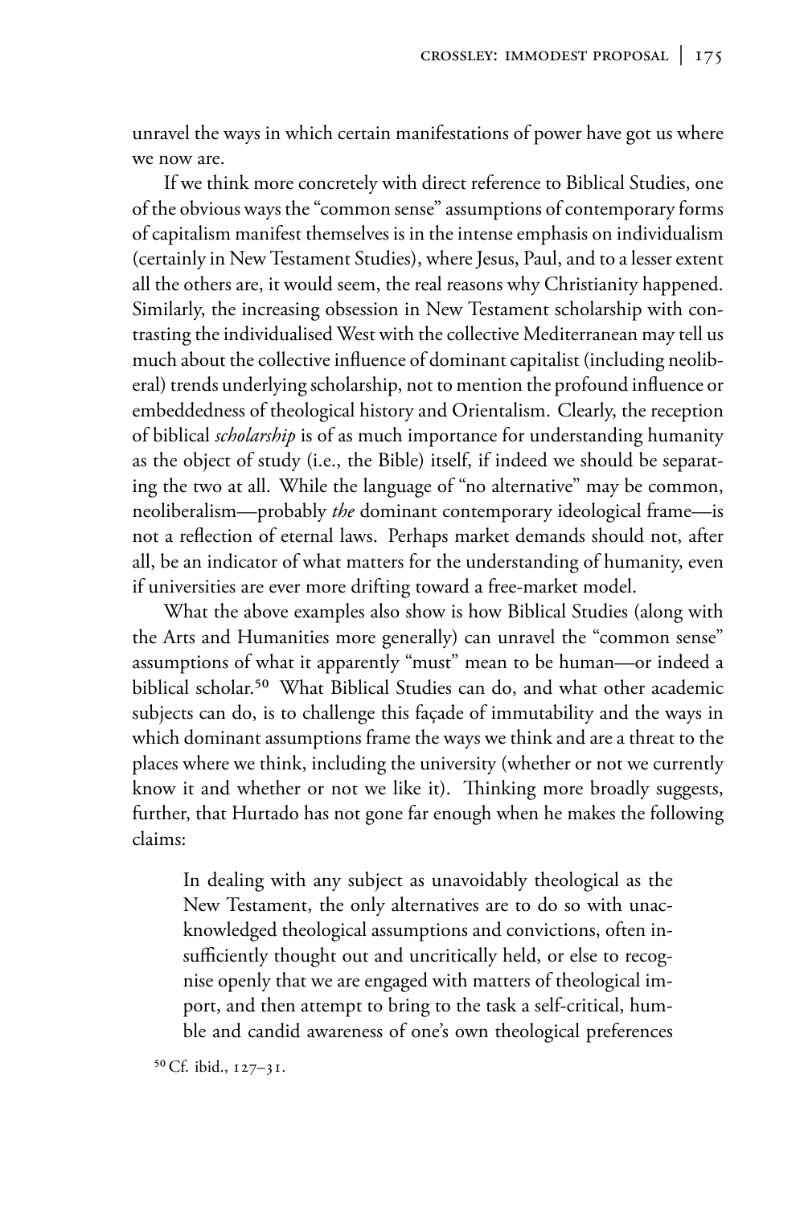unravel the ways in which certain manifestations of power have got us where we now are.

If we think more concretely with direct reference to Biblical Studies, one of the obvious ways the "common sense" assumptions of contemporary forms of capitalism manifest themselves is in the intense emphasis on individualism (certainly in New Testament Studies), where Jesus, Paul, and to a lesser extent all the others are, it would seem, the real reasons why Christianity happened. Similarly, the increasing obsession in New Testament scholarship with contrasting the individualised West with the collective Mediterranean may tell us much about the collective influence of dominant capitalist (including neoliberal) trends underlying scholarship, not to mention the profound influence or embeddedness of theological history and Orientalism. Clearly, the reception of biblical *scholarship* is of as much importance for understanding humanity as the object of study (i.e., the Bible) itself, if indeed we should be separating the two at all. While the language of "no alternative" may be common, neoliberalism—probably *the* dominant contemporary ideological frame—is not a reflection of eternal laws. Perhaps market demands should not, after all, be an indicator of what matters for the understanding of humanity, even if universities are ever more drifting toward a free-market model.

What the above examples also show is how Biblical Studies (along with the Arts and Humanities more generally) can unravel the "common sense" assumptions of what it apparently "must" mean to be human—or indeed a biblical scholar.[50] What Biblical Studies can do, and what other academic subjects can do, is to challenge this façade of immutability and the ways in which dominant assumptions frame the ways we think and are a threat to the places where we think, including the university (whether or not we currently know it and whether or not we like it). Thinking more broadly suggests, further, that Hurtado has not gone far enough when he makes the following claims:

> In dealing with any subject as unavoidably theological as the New Testament, the only alternatives are to do so with unacknowledged theological assumptions and convictions, often insufficiently thought out and uncritically held, or else to recognise openly that we are engaged with matters of theological import, and then attempt to bring to the task a self-critical, humble and candid awareness of one's own theological preferences

[50] Cf. ibid., 127–31.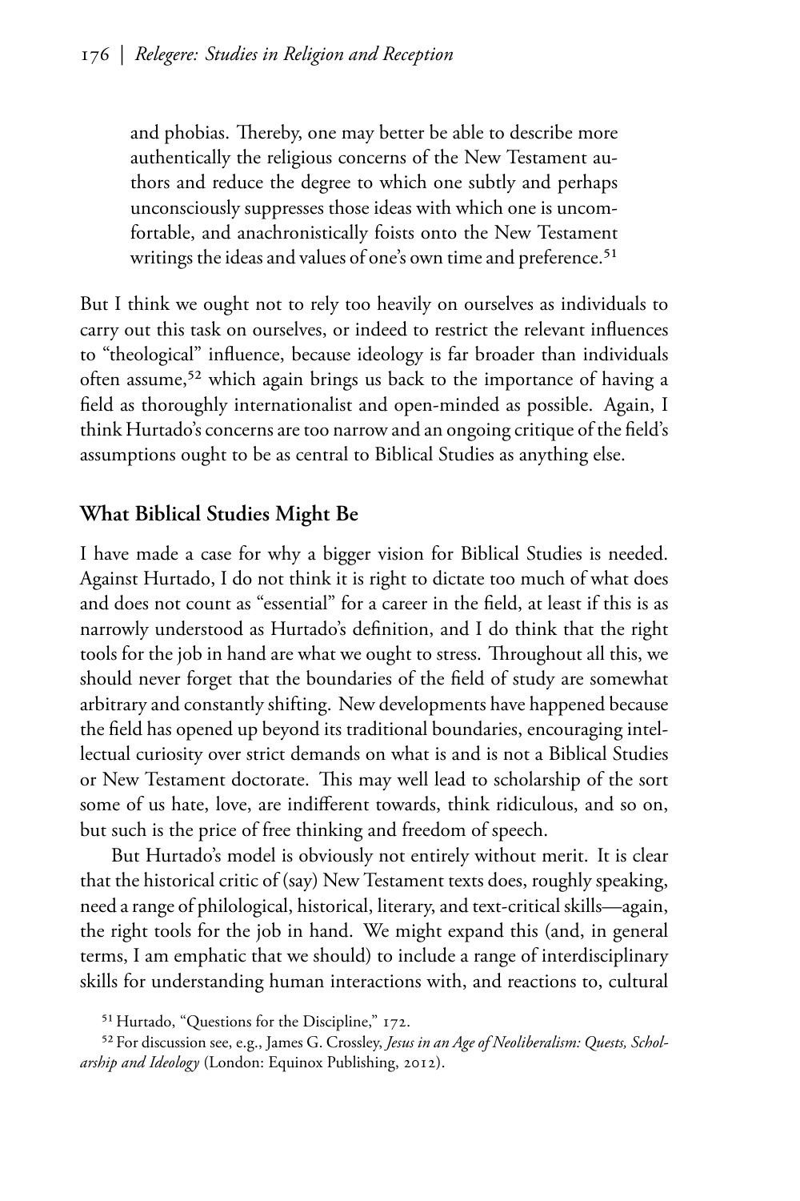> and phobias. Thereby, one may better be able to describe more authentically the religious concerns of the New Testament authors and reduce the degree to which one subtly and perhaps unconsciously suppresses those ideas with which one is uncomfortable, and anachronistically foists onto the New Testament writings the ideas and values of one's own time and preference.[51]

But I think we ought not to rely too heavily on ourselves as individuals to carry out this task on ourselves, or indeed to restrict the relevant influences to "theological" influence, because ideology is far broader than individuals often assume,[52] which again brings us back to the importance of having a field as thoroughly internationalist and open-minded as possible. Again, I think Hurtado's concerns are too narrow and an ongoing critique of the field's assumptions ought to be as central to Biblical Studies as anything else.

## What Biblical Studies Might Be

I have made a case for why a bigger vision for Biblical Studies is needed. Against Hurtado, I do not think it is right to dictate too much of what does and does not count as "essential" for a career in the field, at least if this is as narrowly understood as Hurtado's definition, and I do think that the right tools for the job in hand are what we ought to stress. Throughout all this, we should never forget that the boundaries of the field of study are somewhat arbitrary and constantly shifting. New developments have happened because the field has opened up beyond its traditional boundaries, encouraging intellectual curiosity over strict demands on what is and is not a Biblical Studies or New Testament doctorate. This may well lead to scholarship of the sort some of us hate, love, are indifferent towards, think ridiculous, and so on, but such is the price of free thinking and freedom of speech.

But Hurtado's model is obviously not entirely without merit. It is clear that the historical critic of (say) New Testament texts does, roughly speaking, need a range of philological, historical, literary, and text-critical skills—again, the right tools for the job in hand. We might expand this (and, in general terms, I am emphatic that we should) to include a range of interdisciplinary skills for understanding human interactions with, and reactions to, cultural

[51] Hurtado, "Questions for the Discipline," 172.

[52] For discussion see, e.g., James G. Crossley, *Jesus in an Age of Neoliberalism: Quests, Scholarship and Ideology* (London: Equinox Publishing, 2012).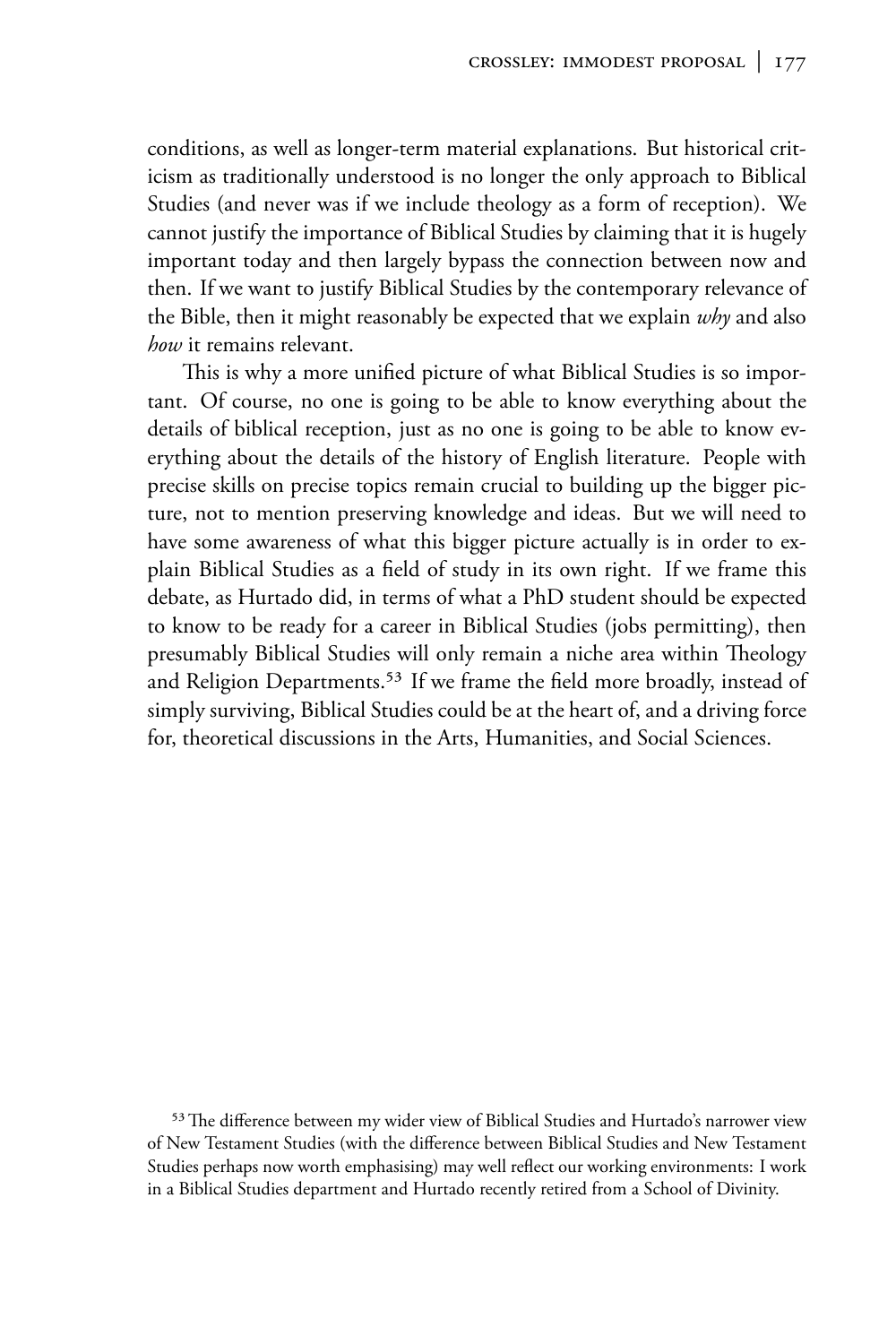conditions, as well as longer-term material explanations. But historical criticism as traditionally understood is no longer the only approach to Biblical Studies (and never was if we include theology as a form of reception). We cannot justify the importance of Biblical Studies by claiming that it is hugely important today and then largely bypass the connection between now and then. If we want to justify Biblical Studies by the contemporary relevance of the Bible, then it might reasonably be expected that we explain *why* and also *how* it remains relevant.

This is why a more unified picture of what Biblical Studies is so important. Of course, no one is going to be able to know everything about the details of biblical reception, just as no one is going to be able to know everything about the details of the history of English literature. People with precise skills on precise topics remain crucial to building up the bigger picture, not to mention preserving knowledge and ideas. But we will need to have some awareness of what this bigger picture actually is in order to explain Biblical Studies as a field of study in its own right. If we frame this debate, as Hurtado did, in terms of what a PhD student should be expected to know to be ready for a career in Biblical Studies (jobs permitting), then presumably Biblical Studies will only remain a niche area within Theology and Religion Departments.[53] If we frame the field more broadly, instead of simply surviving, Biblical Studies could be at the heart of, and a driving force for, theoretical discussions in the Arts, Humanities, and Social Sciences.

[53] The difference between my wider view of Biblical Studies and Hurtado's narrower view of New Testament Studies (with the difference between Biblical Studies and New Testament Studies perhaps now worth emphasising) may well reflect our working environments: I work in a Biblical Studies department and Hurtado recently retired from a School of Divinity.